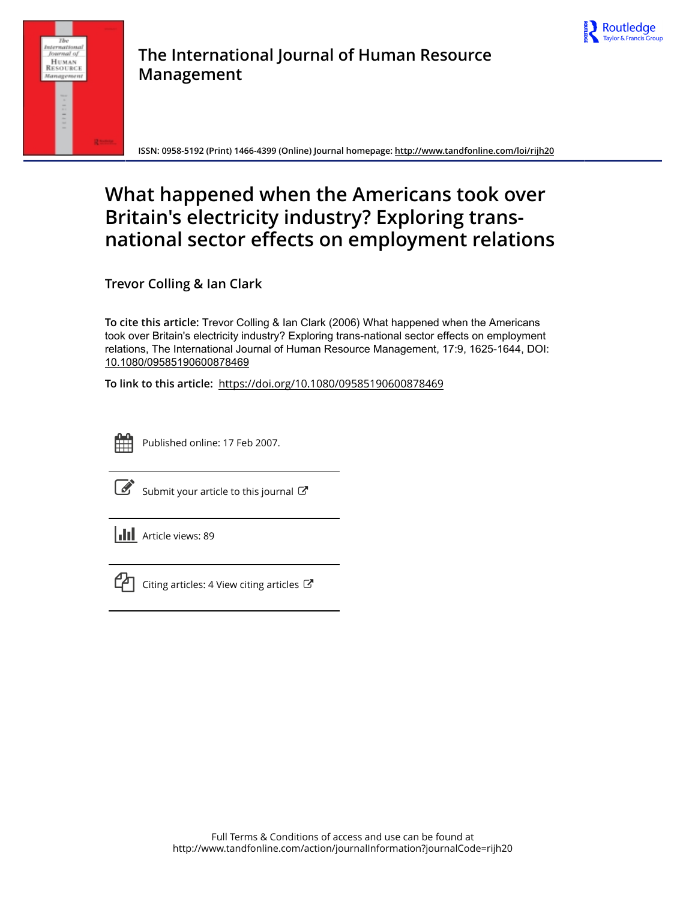The International Journal of Human Resource Management

ISSN: 0958-5192 (Print) 1466-4399 (Online) Journal homepage: http://www.tandfonline.com/loi/rijh20

# What happened when the Americans took over Britain's electricity industry? Exploring trans-national sector effects on employment relations

**Trevor Colling & Ian Clark**

**To cite this article:** Trevor Colling & Ian Clark (2006) What happened when the Americans took over Britain's electricity industry? Exploring trans-national sector effects on employment relations, The International Journal of Human Resource Management, 17:9, 1625-1644, DOI: 10.1080/09585190600878469

**To link to this article:** https://doi.org/10.1080/09585190600878469

Published online: 17 Feb 2007.

Submit your article to this journal

Article views: 89

Citing articles: 4 View citing articles

Full Terms & Conditions of access and use can be found at
http://www.tandfonline.com/action/journalInformation?journalCode=rijh20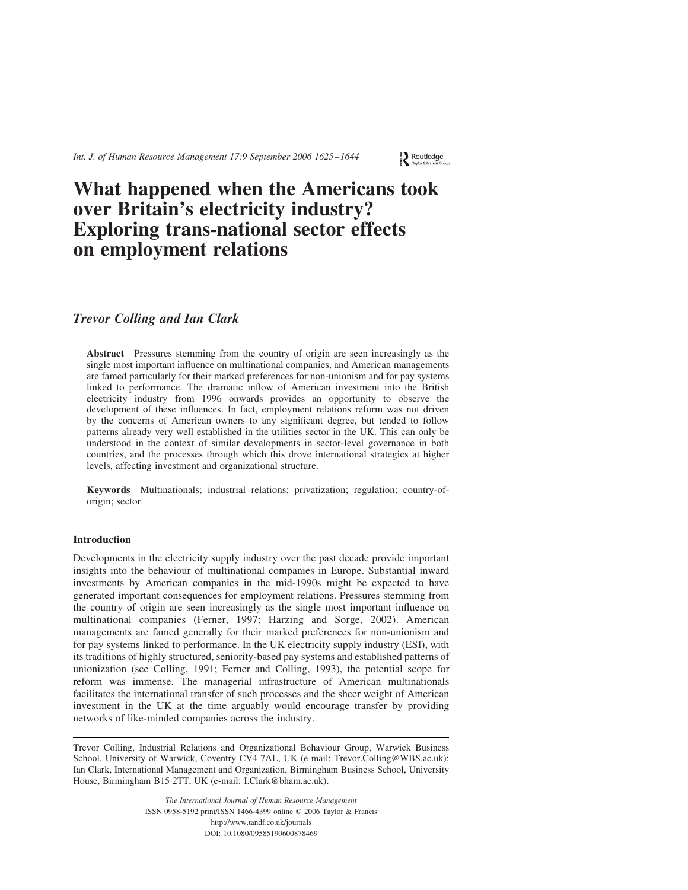# What happened when the Americans took over Britain's electricity industry? Exploring trans-national sector effects on employment relations

*Trevor Colling and Ian Clark*

**Abstract** Pressures stemming from the country of origin are seen increasingly as the single most important influence on multinational companies, and American managements are famed particularly for their marked preferences for non-unionism and for pay systems linked to performance. The dramatic inflow of American investment into the British electricity industry from 1996 onwards provides an opportunity to observe the development of these influences. In fact, employment relations reform was not driven by the concerns of American owners to any significant degree, but tended to follow patterns already very well established in the utilities sector in the UK. This can only be understood in the context of similar developments in sector-level governance in both countries, and the processes through which this drove international strategies at higher levels, affecting investment and organizational structure.

**Keywords** Multinationals; industrial relations; privatization; regulation; country-of-origin; sector.

## Introduction

Developments in the electricity supply industry over the past decade provide important insights into the behaviour of multinational companies in Europe. Substantial inward investments by American companies in the mid-1990s might be expected to have generated important consequences for employment relations. Pressures stemming from the country of origin are seen increasingly as the single most important influence on multinational companies (Ferner, 1997; Harzing and Sorge, 2002). American managements are famed generally for their marked preferences for non-unionism and for pay systems linked to performance. In the UK electricity supply industry (ESI), with its traditions of highly structured, seniority-based pay systems and established patterns of unionization (see Colling, 1991; Ferner and Colling, 1993), the potential scope for reform was immense. The managerial infrastructure of American multinationals facilitates the international transfer of such processes and the sheer weight of American investment in the UK at the time arguably would encourage transfer by providing networks of like-minded companies across the industry.

Trevor Colling, Industrial Relations and Organizational Behaviour Group, Warwick Business School, University of Warwick, Coventry CV4 7AL, UK (e-mail: Trevor.Colling@WBS.ac.uk); Ian Clark, International Management and Organization, Birmingham Business School, University House, Birmingham B15 2TT, UK (e-mail: I.Clark@bham.ac.uk).

*The International Journal of Human Resource Management*
ISSN 0958-5192 print/ISSN 1466-4399 online © 2006 Taylor & Francis
http://www.tandf.co.uk/journals
DOI: 10.1080/09585190600878469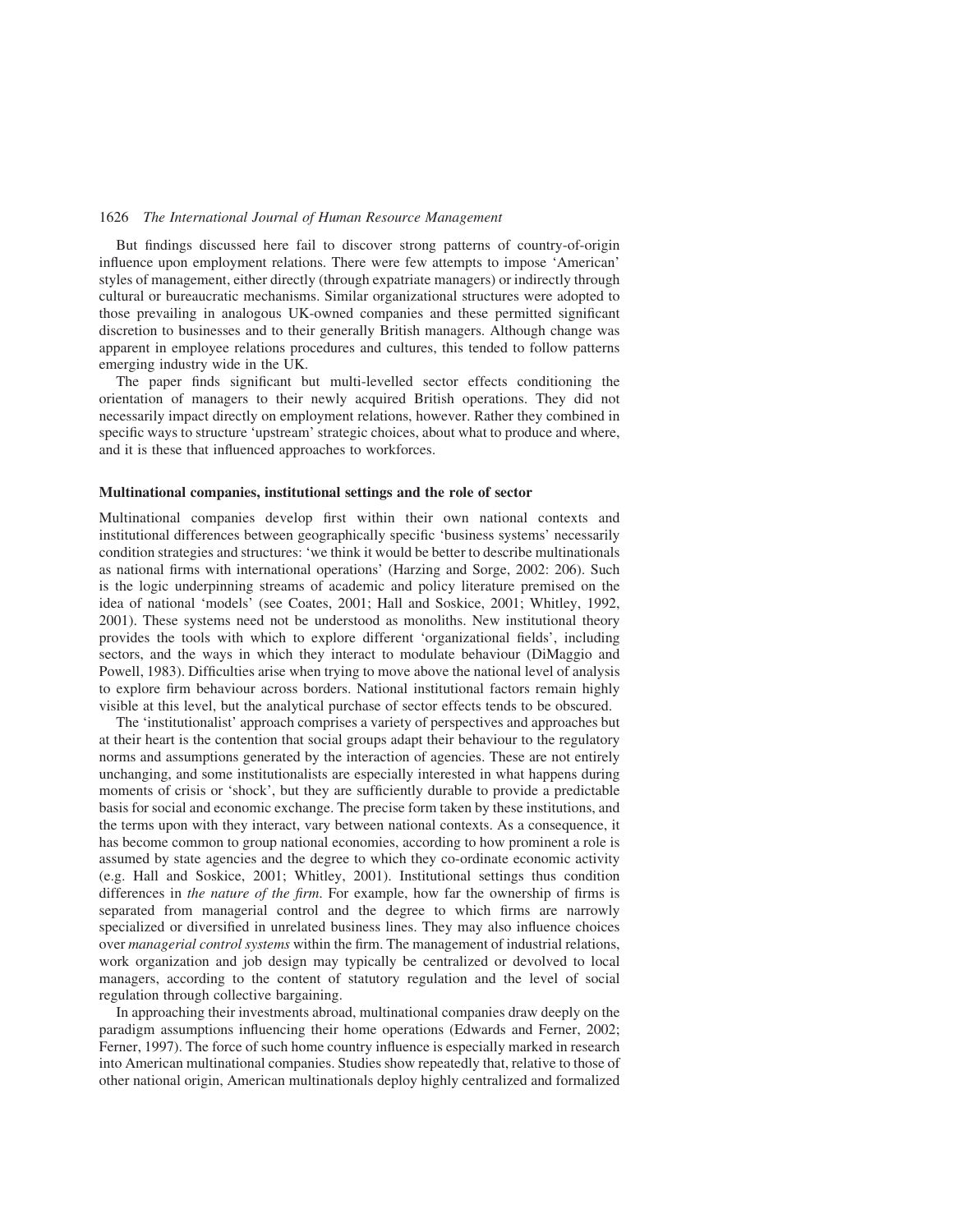But findings discussed here fail to discover strong patterns of country-of-origin influence upon employment relations. There were few attempts to impose 'American' styles of management, either directly (through expatriate managers) or indirectly through cultural or bureaucratic mechanisms. Similar organizational structures were adopted to those prevailing in analogous UK-owned companies and these permitted significant discretion to businesses and to their generally British managers. Although change was apparent in employee relations procedures and cultures, this tended to follow patterns emerging industry wide in the UK.

The paper finds significant but multi-levelled sector effects conditioning the orientation of managers to their newly acquired British operations. They did not necessarily impact directly on employment relations, however. Rather they combined in specific ways to structure 'upstream' strategic choices, about what to produce and where, and it is these that influenced approaches to workforces.

## Multinational companies, institutional settings and the role of sector

Multinational companies develop first within their own national contexts and institutional differences between geographically specific 'business systems' necessarily condition strategies and structures: 'we think it would be better to describe multinationals as national firms with international operations' (Harzing and Sorge, 2002: 206). Such is the logic underpinning streams of academic and policy literature premised on the idea of national 'models' (see Coates, 2001; Hall and Soskice, 2001; Whitley, 1992, 2001). These systems need not be understood as monoliths. New institutional theory provides the tools with which to explore different 'organizational fields', including sectors, and the ways in which they interact to modulate behaviour (DiMaggio and Powell, 1983). Difficulties arise when trying to move above the national level of analysis to explore firm behaviour across borders. National institutional factors remain highly visible at this level, but the analytical purchase of sector effects tends to be obscured.

The 'institutionalist' approach comprises a variety of perspectives and approaches but at their heart is the contention that social groups adapt their behaviour to the regulatory norms and assumptions generated by the interaction of agencies. These are not entirely unchanging, and some institutionalists are especially interested in what happens during moments of crisis or 'shock', but they are sufficiently durable to provide a predictable basis for social and economic exchange. The precise form taken by these institutions, and the terms upon with they interact, vary between national contexts. As a consequence, it has become common to group national economies, according to how prominent a role is assumed by state agencies and the degree to which they co-ordinate economic activity (e.g. Hall and Soskice, 2001; Whitley, 2001). Institutional settings thus condition differences in *the nature of the firm*. For example, how far the ownership of firms is separated from managerial control and the degree to which firms are narrowly specialized or diversified in unrelated business lines. They may also influence choices over *managerial control systems* within the firm. The management of industrial relations, work organization and job design may typically be centralized or devolved to local managers, according to the content of statutory regulation and the level of social regulation through collective bargaining.

In approaching their investments abroad, multinational companies draw deeply on the paradigm assumptions influencing their home operations (Edwards and Ferner, 2002; Ferner, 1997). The force of such home country influence is especially marked in research into American multinational companies. Studies show repeatedly that, relative to those of other national origin, American multinationals deploy highly centralized and formalized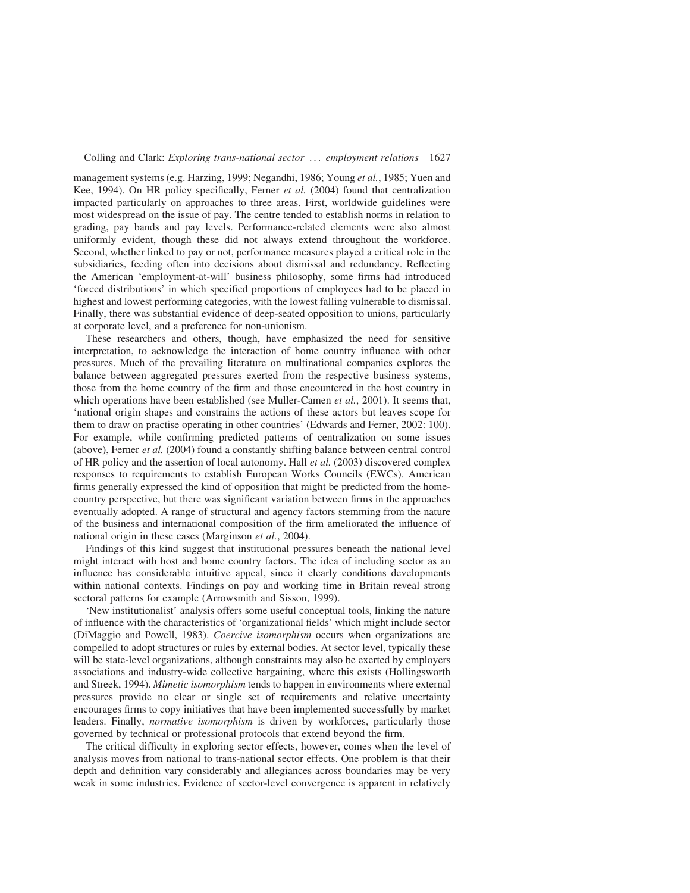management systems (e.g. Harzing, 1999; Negandhi, 1986; Young *et al.*, 1985; Yuen and Kee, 1994). On HR policy specifically, Ferner *et al.* (2004) found that centralization impacted particularly on approaches to three areas. First, worldwide guidelines were most widespread on the issue of pay. The centre tended to establish norms in relation to grading, pay bands and pay levels. Performance-related elements were also almost uniformly evident, though these did not always extend throughout the workforce. Second, whether linked to pay or not, performance measures played a critical role in the subsidiaries, feeding often into decisions about dismissal and redundancy. Reflecting the American 'employment-at-will' business philosophy, some firms had introduced 'forced distributions' in which specified proportions of employees had to be placed in highest and lowest performing categories, with the lowest falling vulnerable to dismissal. Finally, there was substantial evidence of deep-seated opposition to unions, particularly at corporate level, and a preference for non-unionism.

These researchers and others, though, have emphasized the need for sensitive interpretation, to acknowledge the interaction of home country influence with other pressures. Much of the prevailing literature on multinational companies explores the balance between aggregated pressures exerted from the respective business systems, those from the home country of the firm and those encountered in the host country in which operations have been established (see Muller-Camen *et al.*, 2001). It seems that, 'national origin shapes and constrains the actions of these actors but leaves scope for them to draw on practise operating in other countries' (Edwards and Ferner, 2002: 100). For example, while confirming predicted patterns of centralization on some issues (above), Ferner *et al.* (2004) found a constantly shifting balance between central control of HR policy and the assertion of local autonomy. Hall *et al.* (2003) discovered complex responses to requirements to establish European Works Councils (EWCs). American firms generally expressed the kind of opposition that might be predicted from the home-country perspective, but there was significant variation between firms in the approaches eventually adopted. A range of structural and agency factors stemming from the nature of the business and international composition of the firm ameliorated the influence of national origin in these cases (Marginson *et al.*, 2004).

Findings of this kind suggest that institutional pressures beneath the national level might interact with host and home country factors. The idea of including sector as an influence has considerable intuitive appeal, since it clearly conditions developments within national contexts. Findings on pay and working time in Britain reveal strong sectoral patterns for example (Arrowsmith and Sisson, 1999).

'New institutionalist' analysis offers some useful conceptual tools, linking the nature of influence with the characteristics of 'organizational fields' which might include sector (DiMaggio and Powell, 1983). *Coercive isomorphism* occurs when organizations are compelled to adopt structures or rules by external bodies. At sector level, typically these will be state-level organizations, although constraints may also be exerted by employers associations and industry-wide collective bargaining, where this exists (Hollingsworth and Streek, 1994). *Mimetic isomorphism* tends to happen in environments where external pressures provide no clear or single set of requirements and relative uncertainty encourages firms to copy initiatives that have been implemented successfully by market leaders. Finally, *normative isomorphism* is driven by workforces, particularly those governed by technical or professional protocols that extend beyond the firm.

The critical difficulty in exploring sector effects, however, comes when the level of analysis moves from national to trans-national sector effects. One problem is that their depth and definition vary considerably and allegiances across boundaries may be very weak in some industries. Evidence of sector-level convergence is apparent in relatively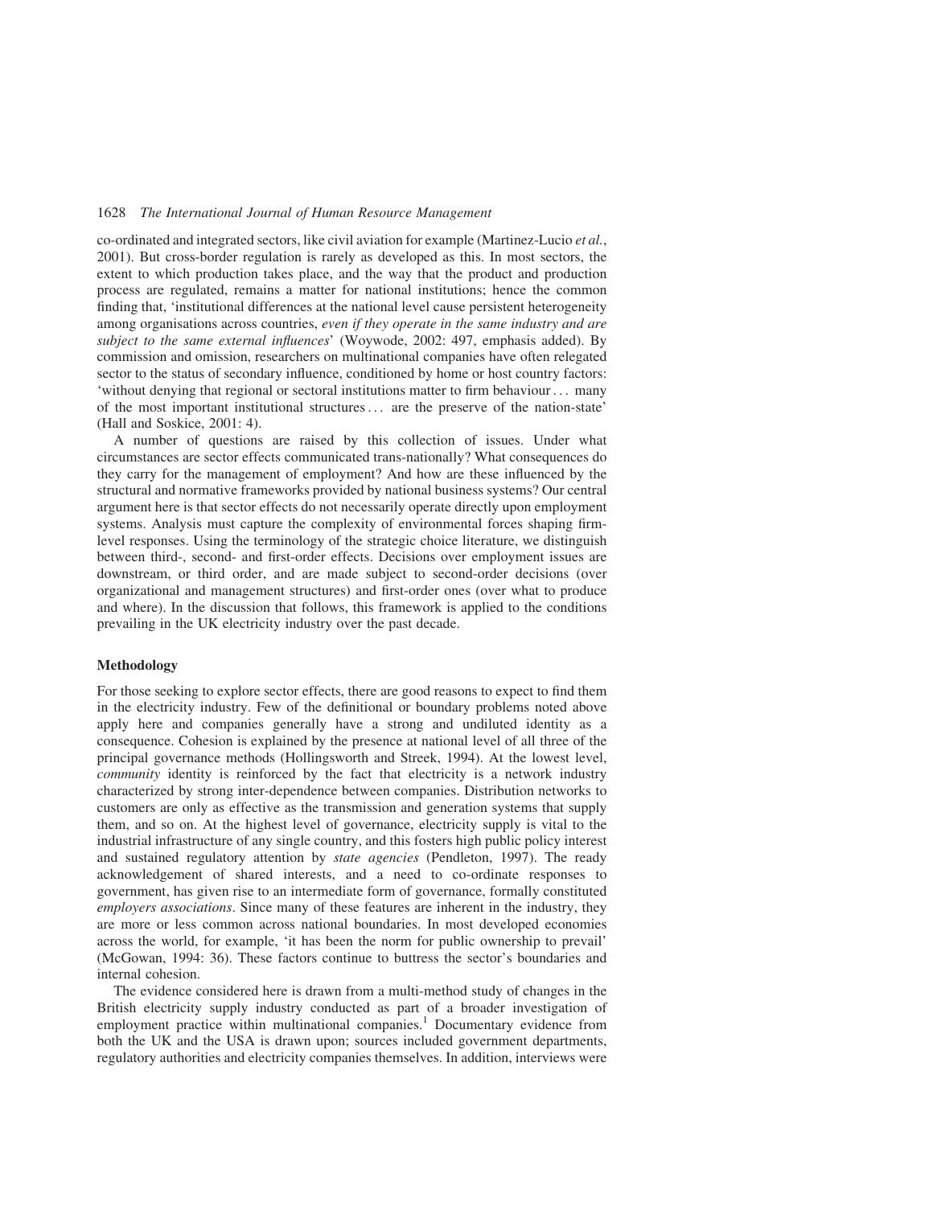co-ordinated and integrated sectors, like civil aviation for example (Martinez-Lucio *et al.*, 2001). But cross-border regulation is rarely as developed as this. In most sectors, the extent to which production takes place, and the way that the product and production process are regulated, remains a matter for national institutions; hence the common finding that, 'institutional differences at the national level cause persistent heterogeneity among organisations across countries, *even if they operate in the same industry and are subject to the same external influences*' (Woywode, 2002: 497, emphasis added). By commission and omission, researchers on multinational companies have often relegated sector to the status of secondary influence, conditioned by home or host country factors: 'without denying that regional or sectoral institutions matter to firm behaviour ... many of the most important institutional structures ... are the preserve of the nation-state' (Hall and Soskice, 2001: 4).

A number of questions are raised by this collection of issues. Under what circumstances are sector effects communicated trans-nationally? What consequences do they carry for the management of employment? And how are these influenced by the structural and normative frameworks provided by national business systems? Our central argument here is that sector effects do not necessarily operate directly upon employment systems. Analysis must capture the complexity of environmental forces shaping firm-level responses. Using the terminology of the strategic choice literature, we distinguish between third-, second- and first-order effects. Decisions over employment issues are downstream, or third order, and are made subject to second-order decisions (over organizational and management structures) and first-order ones (over what to produce and where). In the discussion that follows, this framework is applied to the conditions prevailing in the UK electricity industry over the past decade.

## Methodology

For those seeking to explore sector effects, there are good reasons to expect to find them in the electricity industry. Few of the definitional or boundary problems noted above apply here and companies generally have a strong and undiluted identity as a consequence. Cohesion is explained by the presence at national level of all three of the principal governance methods (Hollingsworth and Streek, 1994). At the lowest level, *community* identity is reinforced by the fact that electricity is a network industry characterized by strong inter-dependence between companies. Distribution networks to customers are only as effective as the transmission and generation systems that supply them, and so on. At the highest level of governance, electricity supply is vital to the industrial infrastructure of any single country, and this fosters high public policy interest and sustained regulatory attention by *state agencies* (Pendleton, 1997). The ready acknowledgement of shared interests, and a need to co-ordinate responses to government, has given rise to an intermediate form of governance, formally constituted *employers associations*. Since many of these features are inherent in the industry, they are more or less common across national boundaries. In most developed economies across the world, for example, 'it has been the norm for public ownership to prevail' (McGowan, 1994: 36). These factors continue to buttress the sector's boundaries and internal cohesion.

The evidence considered here is drawn from a multi-method study of changes in the British electricity supply industry conducted as part of a broader investigation of employment practice within multinational companies.[1] Documentary evidence from both the UK and the USA is drawn upon; sources included government departments, regulatory authorities and electricity companies themselves. In addition, interviews were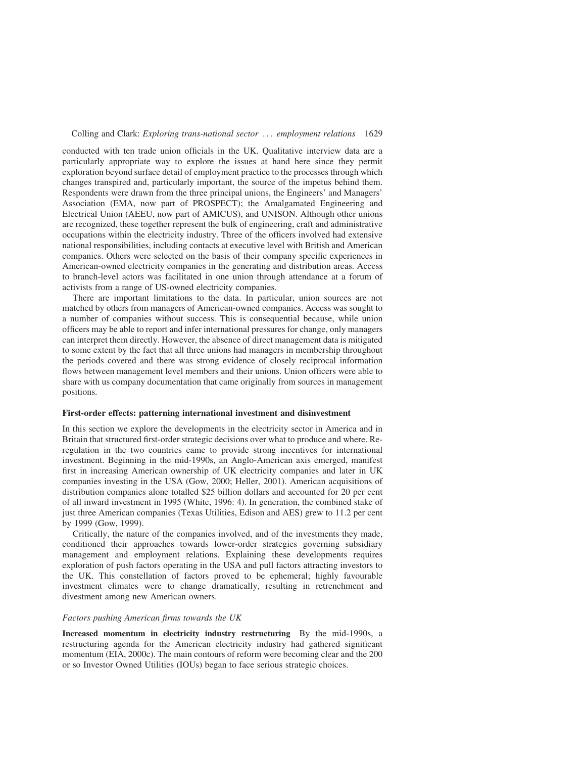conducted with ten trade union officials in the UK. Qualitative interview data are a particularly appropriate way to explore the issues at hand here since they permit exploration beyond surface detail of employment practice to the processes through which changes transpired and, particularly important, the source of the impetus behind them. Respondents were drawn from the three principal unions, the Engineers' and Managers' Association (EMA, now part of PROSPECT); the Amalgamated Engineering and Electrical Union (AEEU, now part of AMICUS), and UNISON. Although other unions are recognized, these together represent the bulk of engineering, craft and administrative occupations within the electricity industry. Three of the officers involved had extensive national responsibilities, including contacts at executive level with British and American companies. Others were selected on the basis of their company specific experiences in American-owned electricity companies in the generating and distribution areas. Access to branch-level actors was facilitated in one union through attendance at a forum of activists from a range of US-owned electricity companies.

There are important limitations to the data. In particular, union sources are not matched by others from managers of American-owned companies. Access was sought to a number of companies without success. This is consequential because, while union officers may be able to report and infer international pressures for change, only managers can interpret them directly. However, the absence of direct management data is mitigated to some extent by the fact that all three unions had managers in membership throughout the periods covered and there was strong evidence of closely reciprocal information flows between management level members and their unions. Union officers were able to share with us company documentation that came originally from sources in management positions.

## First-order effects: patterning international investment and disinvestment

In this section we explore the developments in the electricity sector in America and in Britain that structured first-order strategic decisions over what to produce and where. Re-regulation in the two countries came to provide strong incentives for international investment. Beginning in the mid-1990s, an Anglo-American axis emerged, manifest first in increasing American ownership of UK electricity companies and later in UK companies investing in the USA (Gow, 2000; Heller, 2001). American acquisitions of distribution companies alone totalled \$25 billion dollars and accounted for 20 per cent of all inward investment in 1995 (White, 1996: 4). In generation, the combined stake of just three American companies (Texas Utilities, Edison and AES) grew to 11.2 per cent by 1999 (Gow, 1999).

Critically, the nature of the companies involved, and of the investments they made, conditioned their approaches towards lower-order strategies governing subsidiary management and employment relations. Explaining these developments requires exploration of push factors operating in the USA and pull factors attracting investors to the UK. This constellation of factors proved to be ephemeral; highly favourable investment climates were to change dramatically, resulting in retrenchment and divestment among new American owners.

### *Factors pushing American firms towards the UK*

**Increased momentum in electricity industry restructuring** By the mid-1990s, a restructuring agenda for the American electricity industry had gathered significant momentum (EIA, 2000c). The main contours of reform were becoming clear and the 200 or so Investor Owned Utilities (IOUs) began to face serious strategic choices.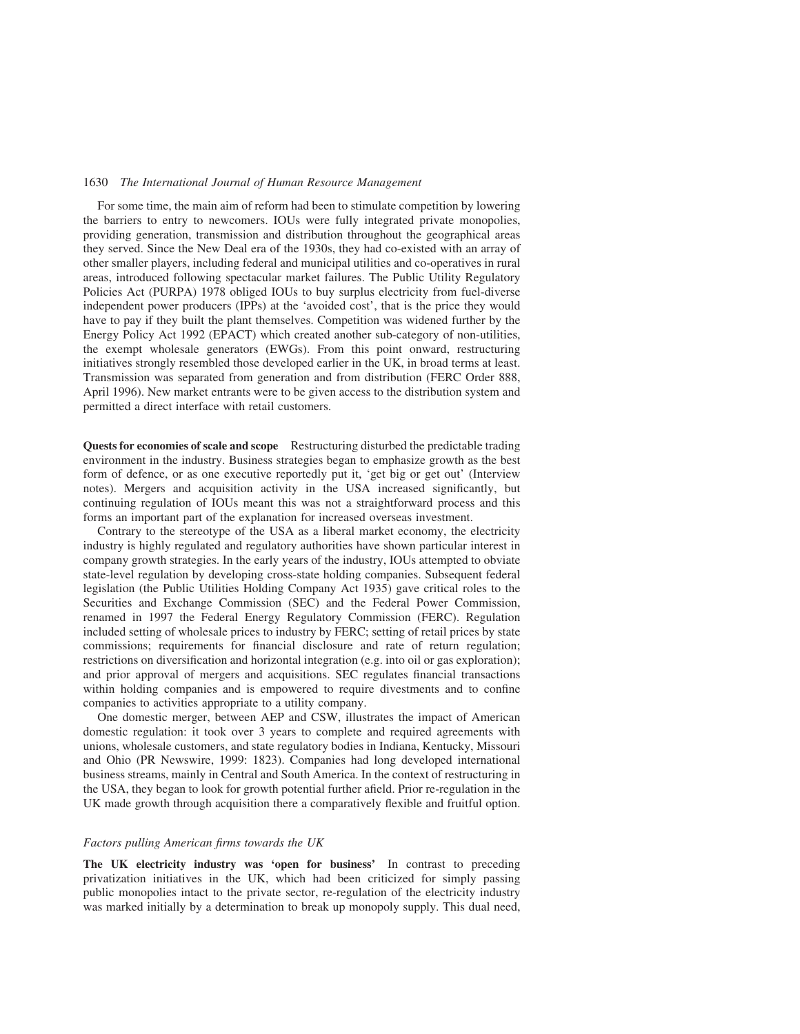For some time, the main aim of reform had been to stimulate competition by lowering the barriers to entry to newcomers. IOUs were fully integrated private monopolies, providing generation, transmission and distribution throughout the geographical areas they served. Since the New Deal era of the 1930s, they had co-existed with an array of other smaller players, including federal and municipal utilities and co-operatives in rural areas, introduced following spectacular market failures. The Public Utility Regulatory Policies Act (PURPA) 1978 obliged IOUs to buy surplus electricity from fuel-diverse independent power producers (IPPs) at the 'avoided cost', that is the price they would have to pay if they built the plant themselves. Competition was widened further by the Energy Policy Act 1992 (EPACT) which created another sub-category of non-utilities, the exempt wholesale generators (EWGs). From this point onward, restructuring initiatives strongly resembled those developed earlier in the UK, in broad terms at least. Transmission was separated from generation and from distribution (FERC Order 888, April 1996). New market entrants were to be given access to the distribution system and permitted a direct interface with retail customers.

**Quests for economies of scale and scope** Restructuring disturbed the predictable trading environment in the industry. Business strategies began to emphasize growth as the best form of defence, or as one executive reportedly put it, 'get big or get out' (Interview notes). Mergers and acquisition activity in the USA increased significantly, but continuing regulation of IOUs meant this was not a straightforward process and this forms an important part of the explanation for increased overseas investment.

Contrary to the stereotype of the USA as a liberal market economy, the electricity industry is highly regulated and regulatory authorities have shown particular interest in company growth strategies. In the early years of the industry, IOUs attempted to obviate state-level regulation by developing cross-state holding companies. Subsequent federal legislation (the Public Utilities Holding Company Act 1935) gave critical roles to the Securities and Exchange Commission (SEC) and the Federal Power Commission, renamed in 1997 the Federal Energy Regulatory Commission (FERC). Regulation included setting of wholesale prices to industry by FERC; setting of retail prices by state commissions; requirements for financial disclosure and rate of return regulation; restrictions on diversification and horizontal integration (e.g. into oil or gas exploration); and prior approval of mergers and acquisitions. SEC regulates financial transactions within holding companies and is empowered to require divestments and to confine companies to activities appropriate to a utility company.

One domestic merger, between AEP and CSW, illustrates the impact of American domestic regulation: it took over 3 years to complete and required agreements with unions, wholesale customers, and state regulatory bodies in Indiana, Kentucky, Missouri and Ohio (PR Newswire, 1999: 1823). Companies had long developed international business streams, mainly in Central and South America. In the context of restructuring in the USA, they began to look for growth potential further afield. Prior re-regulation in the UK made growth through acquisition there a comparatively flexible and fruitful option.

### *Factors pulling American firms towards the UK*

**The UK electricity industry was 'open for business'** In contrast to preceding privatization initiatives in the UK, which had been criticized for simply passing public monopolies intact to the private sector, re-regulation of the electricity industry was marked initially by a determination to break up monopoly supply. This dual need,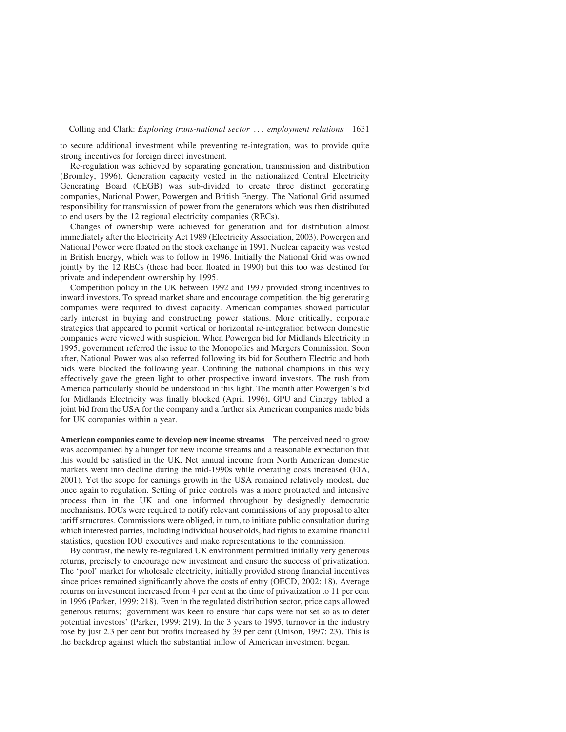to secure additional investment while preventing re-integration, was to provide quite strong incentives for foreign direct investment.

Re-regulation was achieved by separating generation, transmission and distribution (Bromley, 1996). Generation capacity vested in the nationalized Central Electricity Generating Board (CEGB) was sub-divided to create three distinct generating companies, National Power, Powergen and British Energy. The National Grid assumed responsibility for transmission of power from the generators which was then distributed to end users by the 12 regional electricity companies (RECs).

Changes of ownership were achieved for generation and for distribution almost immediately after the Electricity Act 1989 (Electricity Association, 2003). Powergen and National Power were floated on the stock exchange in 1991. Nuclear capacity was vested in British Energy, which was to follow in 1996. Initially the National Grid was owned jointly by the 12 RECs (these had been floated in 1990) but this too was destined for private and independent ownership by 1995.

Competition policy in the UK between 1992 and 1997 provided strong incentives to inward investors. To spread market share and encourage competition, the big generating companies were required to divest capacity. American companies showed particular early interest in buying and constructing power stations. More critically, corporate strategies that appeared to permit vertical or horizontal re-integration between domestic companies were viewed with suspicion. When Powergen bid for Midlands Electricity in 1995, government referred the issue to the Monopolies and Mergers Commission. Soon after, National Power was also referred following its bid for Southern Electric and both bids were blocked the following year. Confining the national champions in this way effectively gave the green light to other prospective inward investors. The rush from America particularly should be understood in this light. The month after Powergen's bid for Midlands Electricity was finally blocked (April 1996), GPU and Cinergy tabled a joint bid from the USA for the company and a further six American companies made bids for UK companies within a year.

**American companies came to develop new income streams** The perceived need to grow was accompanied by a hunger for new income streams and a reasonable expectation that this would be satisfied in the UK. Net annual income from North American domestic markets went into decline during the mid-1990s while operating costs increased (EIA, 2001). Yet the scope for earnings growth in the USA remained relatively modest, due once again to regulation. Setting of price controls was a more protracted and intensive process than in the UK and one informed throughout by designedly democratic mechanisms. IOUs were required to notify relevant commissions of any proposal to alter tariff structures. Commissions were obliged, in turn, to initiate public consultation during which interested parties, including individual households, had rights to examine financial statistics, question IOU executives and make representations to the commission.

By contrast, the newly re-regulated UK environment permitted initially very generous returns, precisely to encourage new investment and ensure the success of privatization. The 'pool' market for wholesale electricity, initially provided strong financial incentives since prices remained significantly above the costs of entry (OECD, 2002: 18). Average returns on investment increased from 4 per cent at the time of privatization to 11 per cent in 1996 (Parker, 1999: 218). Even in the regulated distribution sector, price caps allowed generous returns; 'government was keen to ensure that caps were not set so as to deter potential investors' (Parker, 1999: 219). In the 3 years to 1995, turnover in the industry rose by just 2.3 per cent but profits increased by 39 per cent (Unison, 1997: 23). This is the backdrop against which the substantial inflow of American investment began.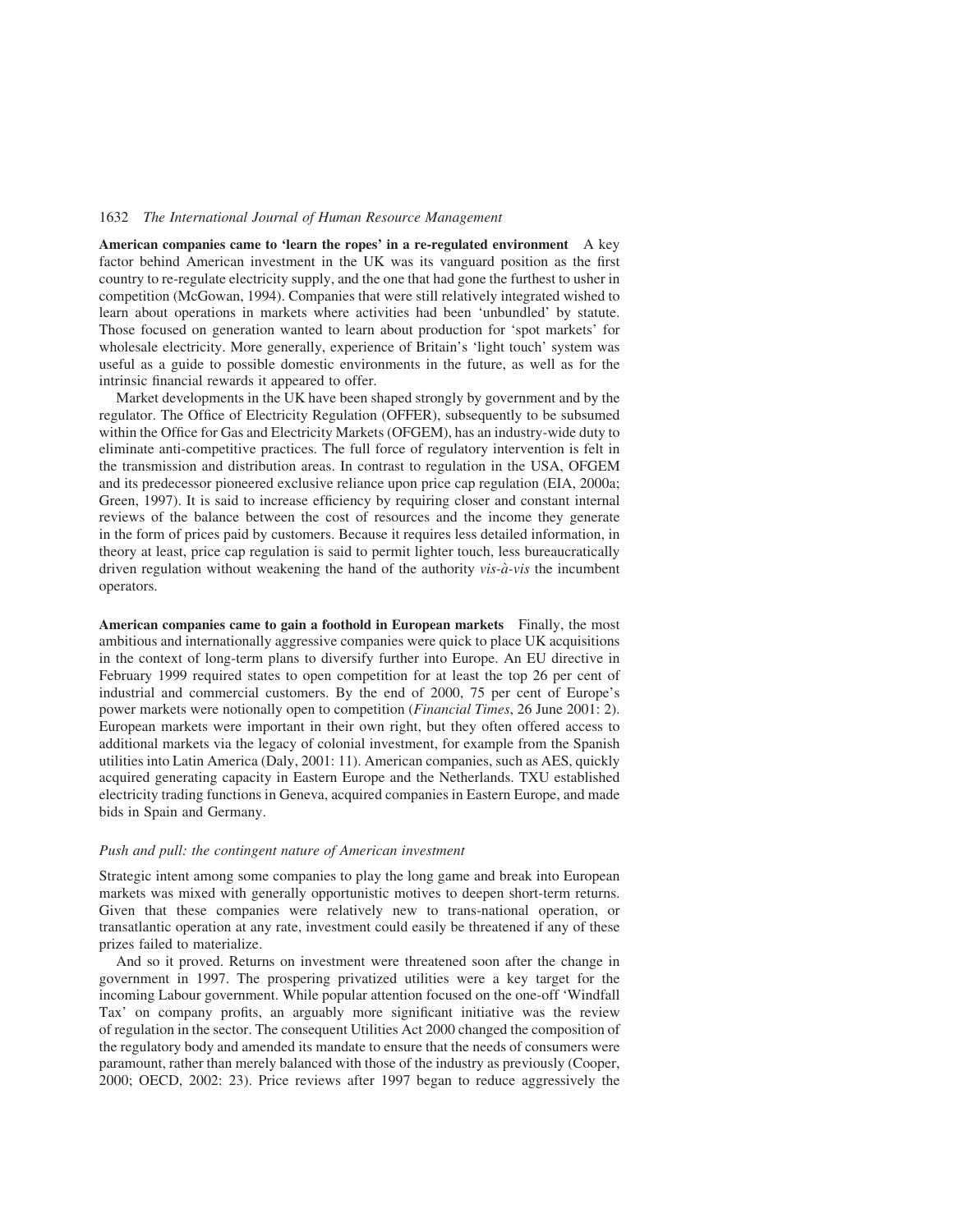**American companies came to 'learn the ropes' in a re-regulated environment** A key factor behind American investment in the UK was its vanguard position as the first country to re-regulate electricity supply, and the one that had gone the furthest to usher in competition (McGowan, 1994). Companies that were still relatively integrated wished to learn about operations in markets where activities had been 'unbundled' by statute. Those focused on generation wanted to learn about production for 'spot markets' for wholesale electricity. More generally, experience of Britain's 'light touch' system was useful as a guide to possible domestic environments in the future, as well as for the intrinsic financial rewards it appeared to offer.

Market developments in the UK have been shaped strongly by government and by the regulator. The Office of Electricity Regulation (OFFER), subsequently to be subsumed within the Office for Gas and Electricity Markets (OFGEM), has an industry-wide duty to eliminate anti-competitive practices. The full force of regulatory intervention is felt in the transmission and distribution areas. In contrast to regulation in the USA, OFGEM and its predecessor pioneered exclusive reliance upon price cap regulation (EIA, 2000a; Green, 1997). It is said to increase efficiency by requiring closer and constant internal reviews of the balance between the cost of resources and the income they generate in the form of prices paid by customers. Because it requires less detailed information, in theory at least, price cap regulation is said to permit lighter touch, less bureaucratically driven regulation without weakening the hand of the authority *vis-à-vis* the incumbent operators.

**American companies came to gain a foothold in European markets** Finally, the most ambitious and internationally aggressive companies were quick to place UK acquisitions in the context of long-term plans to diversify further into Europe. An EU directive in February 1999 required states to open competition for at least the top 26 per cent of industrial and commercial customers. By the end of 2000, 75 per cent of Europe's power markets were notionally open to competition (*Financial Times*, 26 June 2001: 2). European markets were important in their own right, but they often offered access to additional markets via the legacy of colonial investment, for example from the Spanish utilities into Latin America (Daly, 2001: 11). American companies, such as AES, quickly acquired generating capacity in Eastern Europe and the Netherlands. TXU established electricity trading functions in Geneva, acquired companies in Eastern Europe, and made bids in Spain and Germany.

### *Push and pull: the contingent nature of American investment*

Strategic intent among some companies to play the long game and break into European markets was mixed with generally opportunistic motives to deepen short-term returns. Given that these companies were relatively new to trans-national operation, or transatlantic operation at any rate, investment could easily be threatened if any of these prizes failed to materialize.

And so it proved. Returns on investment were threatened soon after the change in government in 1997. The prospering privatized utilities were a key target for the incoming Labour government. While popular attention focused on the one-off 'Windfall Tax' on company profits, an arguably more significant initiative was the review of regulation in the sector. The consequent Utilities Act 2000 changed the composition of the regulatory body and amended its mandate to ensure that the needs of consumers were paramount, rather than merely balanced with those of the industry as previously (Cooper, 2000; OECD, 2002: 23). Price reviews after 1997 began to reduce aggressively the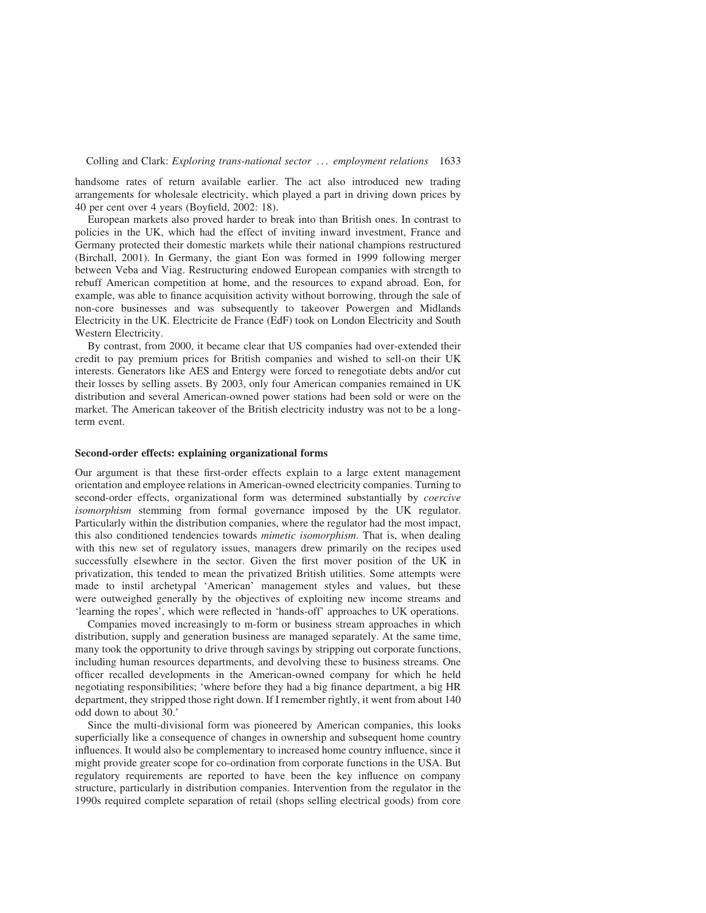handsome rates of return available earlier. The act also introduced new trading arrangements for wholesale electricity, which played a part in driving down prices by 40 per cent over 4 years (Boyfield, 2002: 18).

European markets also proved harder to break into than British ones. In contrast to policies in the UK, which had the effect of inviting inward investment, France and Germany protected their domestic markets while their national champions restructured (Birchall, 2001). In Germany, the giant Eon was formed in 1999 following merger between Veba and Viag. Restructuring endowed European companies with strength to rebuff American competition at home, and the resources to expand abroad. Eon, for example, was able to finance acquisition activity without borrowing, through the sale of non-core businesses and was subsequently to takeover Powergen and Midlands Electricity in the UK. Electricite de France (EdF) took on London Electricity and South Western Electricity.

By contrast, from 2000, it became clear that US companies had over-extended their credit to pay premium prices for British companies and wished to sell-on their UK interests. Generators like AES and Entergy were forced to renegotiate debts and/or cut their losses by selling assets. By 2003, only four American companies remained in UK distribution and several American-owned power stations had been sold or were on the market. The American takeover of the British electricity industry was not to be a long-term event.

## Second-order effects: explaining organizational forms

Our argument is that these first-order effects explain to a large extent management orientation and employee relations in American-owned electricity companies. Turning to second-order effects, organizational form was determined substantially by *coercive isomorphism* stemming from formal governance imposed by the UK regulator. Particularly within the distribution companies, where the regulator had the most impact, this also conditioned tendencies towards *mimetic isomorphism*. That is, when dealing with this new set of regulatory issues, managers drew primarily on the recipes used successfully elsewhere in the sector. Given the first mover position of the UK in privatization, this tended to mean the privatized British utilities. Some attempts were made to instil archetypal 'American' management styles and values, but these were outweighed generally by the objectives of exploiting new income streams and 'learning the ropes', which were reflected in 'hands-off' approaches to UK operations.

Companies moved increasingly to m-form or business stream approaches in which distribution, supply and generation business are managed separately. At the same time, many took the opportunity to drive through savings by stripping out corporate functions, including human resources departments, and devolving these to business streams. One officer recalled developments in the American-owned company for which he held negotiating responsibilities; 'where before they had a big finance department, a big HR department, they stripped those right down. If I remember rightly, it went from about 140 odd down to about 30.'

Since the multi-divisional form was pioneered by American companies, this looks superficially like a consequence of changes in ownership and subsequent home country influences. It would also be complementary to increased home country influence, since it might provide greater scope for co-ordination from corporate functions in the USA. But regulatory requirements are reported to have been the key influence on company structure, particularly in distribution companies. Intervention from the regulator in the 1990s required complete separation of retail (shops selling electrical goods) from core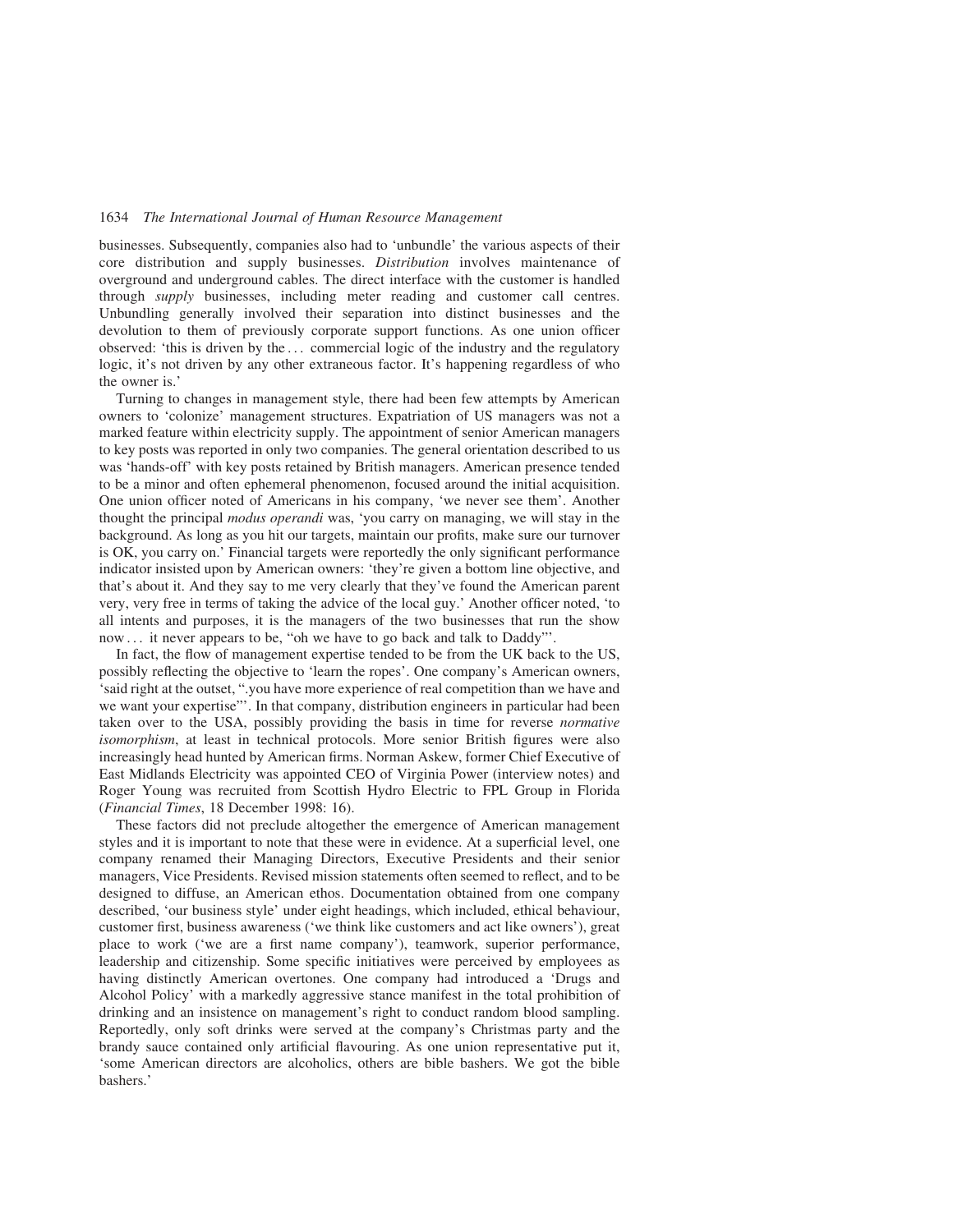businesses. Subsequently, companies also had to 'unbundle' the various aspects of their core distribution and supply businesses. *Distribution* involves maintenance of overground and underground cables. The direct interface with the customer is handled through *supply* businesses, including meter reading and customer call centres. Unbundling generally involved their separation into distinct businesses and the devolution to them of previously corporate support functions. As one union officer observed: 'this is driven by the ... commercial logic of the industry and the regulatory logic, it's not driven by any other extraneous factor. It's happening regardless of who the owner is.'

Turning to changes in management style, there had been few attempts by American owners to 'colonize' management structures. Expatriation of US managers was not a marked feature within electricity supply. The appointment of senior American managers to key posts was reported in only two companies. The general orientation described to us was 'hands-off' with key posts retained by British managers. American presence tended to be a minor and often ephemeral phenomenon, focused around the initial acquisition. One union officer noted of Americans in his company, 'we never see them'. Another thought the principal *modus operandi* was, 'you carry on managing, we will stay in the background. As long as you hit our targets, maintain our profits, make sure our turnover is OK, you carry on.' Financial targets were reportedly the only significant performance indicator insisted upon by American owners: 'they're given a bottom line objective, and that's about it. And they say to me very clearly that they've found the American parent very, very free in terms of taking the advice of the local guy.' Another officer noted, 'to all intents and purposes, it is the managers of the two businesses that run the show now ... it never appears to be, "oh we have to go back and talk to Daddy"'.

In fact, the flow of management expertise tended to be from the UK back to the US, possibly reflecting the objective to 'learn the ropes'. One company's American owners, 'said right at the outset, ".you have more experience of real competition than we have and we want your expertise"'. In that company, distribution engineers in particular had been taken over to the USA, possibly providing the basis in time for reverse *normative isomorphism*, at least in technical protocols. More senior British figures were also increasingly head hunted by American firms. Norman Askew, former Chief Executive of East Midlands Electricity was appointed CEO of Virginia Power (interview notes) and Roger Young was recruited from Scottish Hydro Electric to FPL Group in Florida (*Financial Times*, 18 December 1998: 16).

These factors did not preclude altogether the emergence of American management styles and it is important to note that these were in evidence. At a superficial level, one company renamed their Managing Directors, Executive Presidents and their senior managers, Vice Presidents. Revised mission statements often seemed to reflect, and to be designed to diffuse, an American ethos. Documentation obtained from one company described, 'our business style' under eight headings, which included, ethical behaviour, customer first, business awareness ('we think like customers and act like owners'), great place to work ('we are a first name company'), teamwork, superior performance, leadership and citizenship. Some specific initiatives were perceived by employees as having distinctly American overtones. One company had introduced a 'Drugs and Alcohol Policy' with a markedly aggressive stance manifest in the total prohibition of drinking and an insistence on management's right to conduct random blood sampling. Reportedly, only soft drinks were served at the company's Christmas party and the brandy sauce contained only artificial flavouring. As one union representative put it, 'some American directors are alcoholics, others are bible bashers. We got the bible bashers.'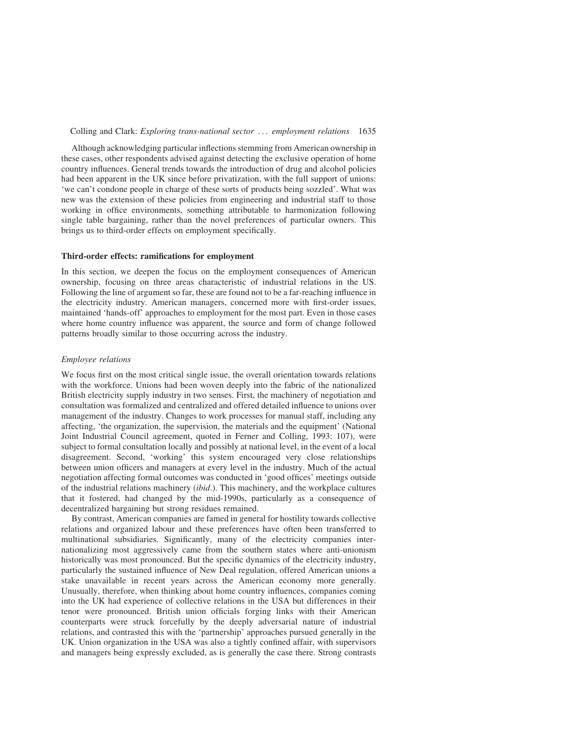Although acknowledging particular inflections stemming from American ownership in these cases, other respondents advised against detecting the exclusive operation of home country influences. General trends towards the introduction of drug and alcohol policies had been apparent in the UK since before privatization, with the full support of unions: 'we can't condone people in charge of these sorts of products being sozzled'. What was new was the extension of these policies from engineering and industrial staff to those working in office environments, something attributable to harmonization following single table bargaining, rather than the novel preferences of particular owners. This brings us to third-order effects on employment specifically.

### Third-order effects: ramifications for employment

In this section, we deepen the focus on the employment consequences of American ownership, focusing on three areas characteristic of industrial relations in the US. Following the line of argument so far, these are found not to be a far-reaching influence in the electricity industry. American managers, concerned more with first-order issues, maintained 'hands-off' approaches to employment for the most part. Even in those cases where home country influence was apparent, the source and form of change followed patterns broadly similar to those occurring across the industry.

#### *Employee relations*

We focus first on the most critical single issue, the overall orientation towards relations with the workforce. Unions had been woven deeply into the fabric of the nationalized British electricity supply industry in two senses. First, the machinery of negotiation and consultation was formalized and centralized and offered detailed influence to unions over management of the industry. Changes to work processes for manual staff, including any affecting, 'the organization, the supervision, the materials and the equipment' (National Joint Industrial Council agreement, quoted in Ferner and Colling, 1993: 107), were subject to formal consultation locally and possibly at national level, in the event of a local disagreement. Second, 'working' this system encouraged very close relationships between union officers and managers at every level in the industry. Much of the actual negotiation affecting formal outcomes was conducted in 'good offices' meetings outside of the industrial relations machinery (*ibid*.). This machinery, and the workplace cultures that it fostered, had changed by the mid-1990s, particularly as a consequence of decentralized bargaining but strong residues remained.

By contrast, American companies are famed in general for hostility towards collective relations and organized labour and these preferences have often been transferred to multinational subsidiaries. Significantly, many of the electricity companies internationalizing most aggressively came from the southern states where anti-unionism historically was most pronounced. But the specific dynamics of the electricity industry, particularly the sustained influence of New Deal regulation, offered American unions a stake unavailable in recent years across the American economy more generally. Unusually, therefore, when thinking about home country influences, companies coming into the UK had experience of collective relations in the USA but differences in their tenor were pronounced. British union officials forging links with their American counterparts were struck forcefully by the deeply adversarial nature of industrial relations, and contrasted this with the 'partnership' approaches pursued generally in the UK. Union organization in the USA was also a tightly confined affair, with supervisors and managers being expressly excluded, as is generally the case there. Strong contrasts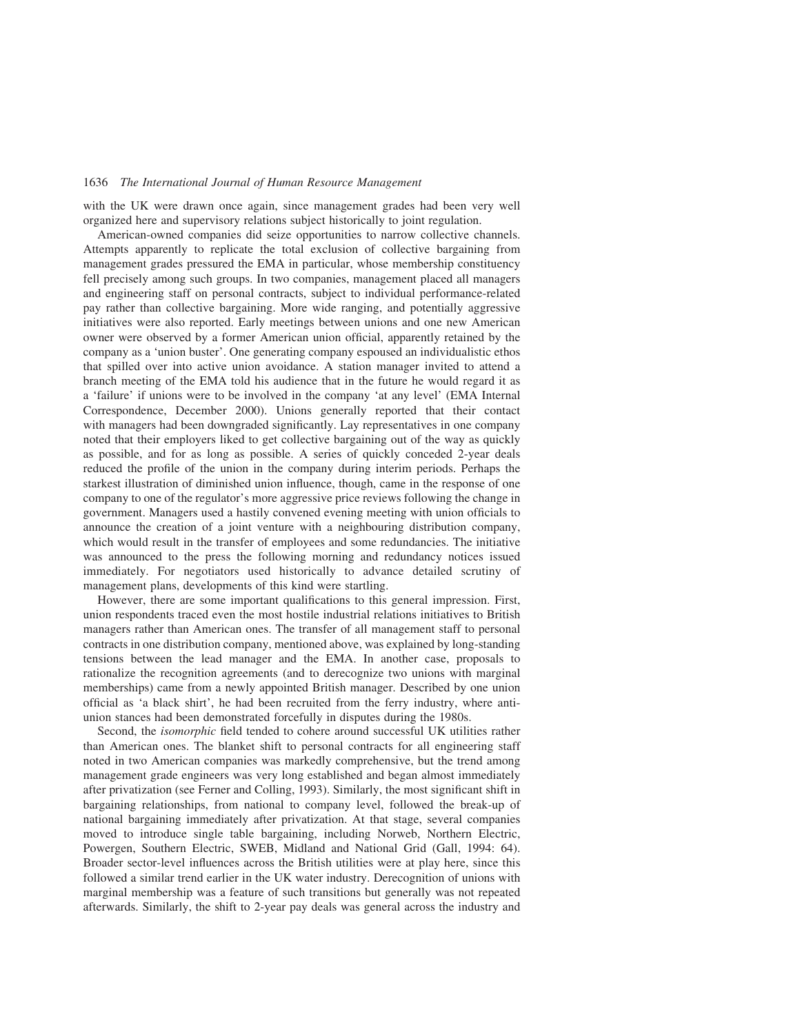with the UK were drawn once again, since management grades had been very well organized here and supervisory relations subject historically to joint regulation.

American-owned companies did seize opportunities to narrow collective channels. Attempts apparently to replicate the total exclusion of collective bargaining from management grades pressured the EMA in particular, whose membership constituency fell precisely among such groups. In two companies, management placed all managers and engineering staff on personal contracts, subject to individual performance-related pay rather than collective bargaining. More wide ranging, and potentially aggressive initiatives were also reported. Early meetings between unions and one new American owner were observed by a former American union official, apparently retained by the company as a 'union buster'. One generating company espoused an individualistic ethos that spilled over into active union avoidance. A station manager invited to attend a branch meeting of the EMA told his audience that in the future he would regard it as a 'failure' if unions were to be involved in the company 'at any level' (EMA Internal Correspondence, December 2000). Unions generally reported that their contact with managers had been downgraded significantly. Lay representatives in one company noted that their employers liked to get collective bargaining out of the way as quickly as possible, and for as long as possible. A series of quickly conceded 2-year deals reduced the profile of the union in the company during interim periods. Perhaps the starkest illustration of diminished union influence, though, came in the response of one company to one of the regulator's more aggressive price reviews following the change in government. Managers used a hastily convened evening meeting with union officials to announce the creation of a joint venture with a neighbouring distribution company, which would result in the transfer of employees and some redundancies. The initiative was announced to the press the following morning and redundancy notices issued immediately. For negotiators used historically to advance detailed scrutiny of management plans, developments of this kind were startling.

However, there are some important qualifications to this general impression. First, union respondents traced even the most hostile industrial relations initiatives to British managers rather than American ones. The transfer of all management staff to personal contracts in one distribution company, mentioned above, was explained by long-standing tensions between the lead manager and the EMA. In another case, proposals to rationalize the recognition agreements (and to derecognize two unions with marginal memberships) came from a newly appointed British manager. Described by one union official as 'a black shirt', he had been recruited from the ferry industry, where anti-union stances had been demonstrated forcefully in disputes during the 1980s.

Second, the *isomorphic* field tended to cohere around successful UK utilities rather than American ones. The blanket shift to personal contracts for all engineering staff noted in two American companies was markedly comprehensive, but the trend among management grade engineers was very long established and began almost immediately after privatization (see Ferner and Colling, 1993). Similarly, the most significant shift in bargaining relationships, from national to company level, followed the break-up of national bargaining immediately after privatization. At that stage, several companies moved to introduce single table bargaining, including Norweb, Northern Electric, Powergen, Southern Electric, SWEB, Midland and National Grid (Gall, 1994: 64). Broader sector-level influences across the British utilities were at play here, since this followed a similar trend earlier in the UK water industry. Derecognition of unions with marginal membership was a feature of such transitions but generally was not repeated afterwards. Similarly, the shift to 2-year pay deals was general across the industry and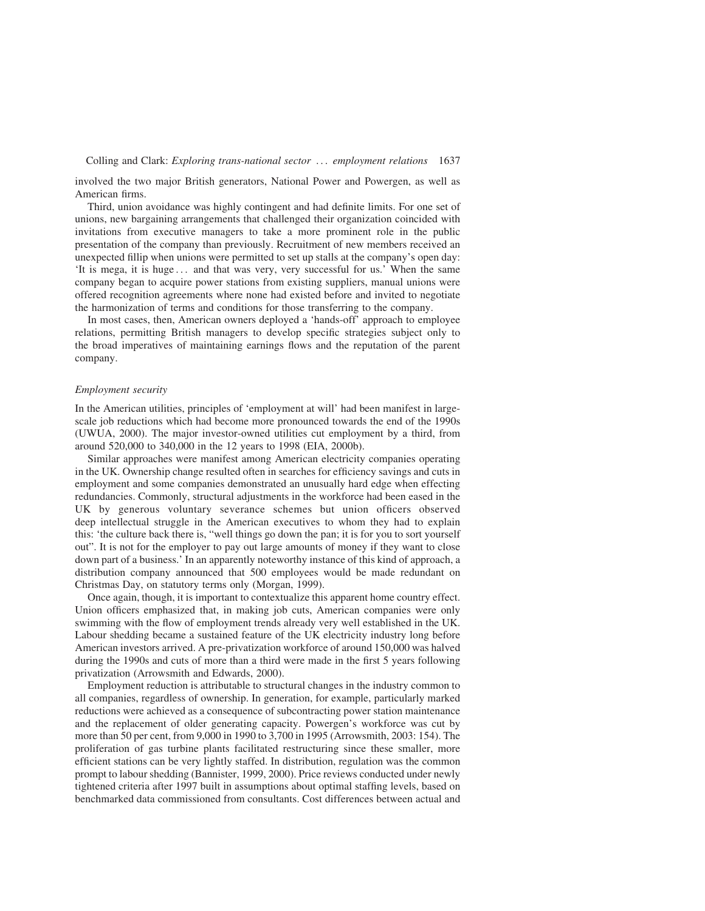involved the two major British generators, National Power and Powergen, as well as American firms.

Third, union avoidance was highly contingent and had definite limits. For one set of unions, new bargaining arrangements that challenged their organization coincided with invitations from executive managers to take a more prominent role in the public presentation of the company than previously. Recruitment of new members received an unexpected fillip when unions were permitted to set up stalls at the company's open day: 'It is mega, it is huge . . . and that was very, very successful for us.' When the same company began to acquire power stations from existing suppliers, manual unions were offered recognition agreements where none had existed before and invited to negotiate the harmonization of terms and conditions for those transferring to the company.

In most cases, then, American owners deployed a 'hands-off' approach to employee relations, permitting British managers to develop specific strategies subject only to the broad imperatives of maintaining earnings flows and the reputation of the parent company.

### *Employment security*

In the American utilities, principles of 'employment at will' had been manifest in large-scale job reductions which had become more pronounced towards the end of the 1990s (UWUA, 2000). The major investor-owned utilities cut employment by a third, from around 520,000 to 340,000 in the 12 years to 1998 (EIA, 2000b).

Similar approaches were manifest among American electricity companies operating in the UK. Ownership change resulted often in searches for efficiency savings and cuts in employment and some companies demonstrated an unusually hard edge when effecting redundancies. Commonly, structural adjustments in the workforce had been eased in the UK by generous voluntary severance schemes but union officers observed deep intellectual struggle in the American executives to whom they had to explain this: 'the culture back there is, "well things go down the pan; it is for you to sort yourself out". It is not for the employer to pay out large amounts of money if they want to close down part of a business.' In an apparently noteworthy instance of this kind of approach, a distribution company announced that 500 employees would be made redundant on Christmas Day, on statutory terms only (Morgan, 1999).

Once again, though, it is important to contextualize this apparent home country effect. Union officers emphasized that, in making job cuts, American companies were only swimming with the flow of employment trends already very well established in the UK. Labour shedding became a sustained feature of the UK electricity industry long before American investors arrived. A pre-privatization workforce of around 150,000 was halved during the 1990s and cuts of more than a third were made in the first 5 years following privatization (Arrowsmith and Edwards, 2000).

Employment reduction is attributable to structural changes in the industry common to all companies, regardless of ownership. In generation, for example, particularly marked reductions were achieved as a consequence of subcontracting power station maintenance and the replacement of older generating capacity. Powergen's workforce was cut by more than 50 per cent, from 9,000 in 1990 to 3,700 in 1995 (Arrowsmith, 2003: 154). The proliferation of gas turbine plants facilitated restructuring since these smaller, more efficient stations can be very lightly staffed. In distribution, regulation was the common prompt to labour shedding (Bannister, 1999, 2000). Price reviews conducted under newly tightened criteria after 1997 built in assumptions about optimal staffing levels, based on benchmarked data commissioned from consultants. Cost differences between actual and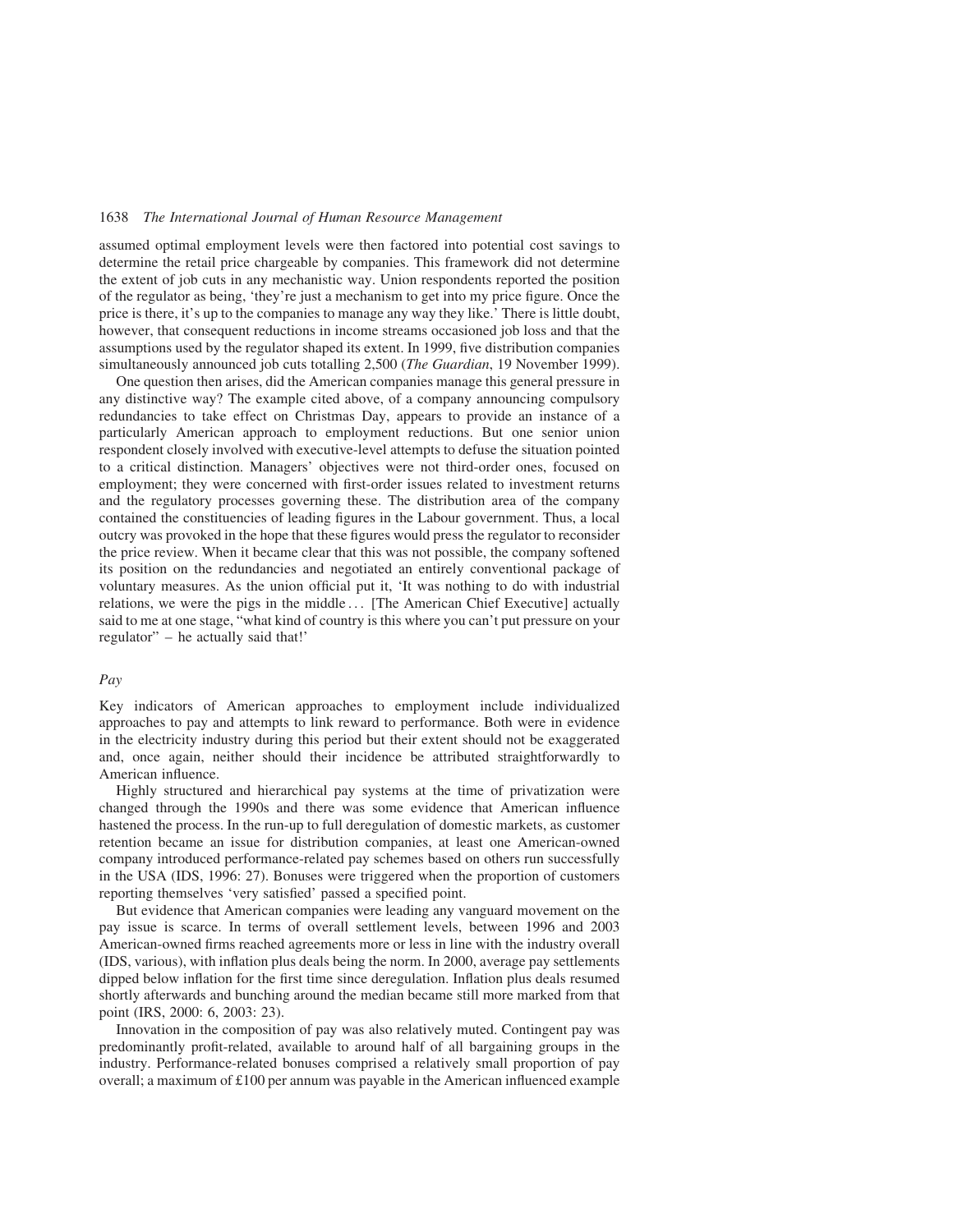assumed optimal employment levels were then factored into potential cost savings to determine the retail price chargeable by companies. This framework did not determine the extent of job cuts in any mechanistic way. Union respondents reported the position of the regulator as being, 'they're just a mechanism to get into my price figure. Once the price is there, it's up to the companies to manage any way they like.' There is little doubt, however, that consequent reductions in income streams occasioned job loss and that the assumptions used by the regulator shaped its extent. In 1999, five distribution companies simultaneously announced job cuts totalling 2,500 (*The Guardian*, 19 November 1999).

One question then arises, did the American companies manage this general pressure in any distinctive way? The example cited above, of a company announcing compulsory redundancies to take effect on Christmas Day, appears to provide an instance of a particularly American approach to employment reductions. But one senior union respondent closely involved with executive-level attempts to defuse the situation pointed to a critical distinction. Managers' objectives were not third-order ones, focused on employment; they were concerned with first-order issues related to investment returns and the regulatory processes governing these. The distribution area of the company contained the constituencies of leading figures in the Labour government. Thus, a local outcry was provoked in the hope that these figures would press the regulator to reconsider the price review. When it became clear that this was not possible, the company softened its position on the redundancies and negotiated an entirely conventional package of voluntary measures. As the union official put it, 'It was nothing to do with industrial relations, we were the pigs in the middle ... [The American Chief Executive] actually said to me at one stage, "what kind of country is this where you can't put pressure on your regulator" – he actually said that!'

### *Pay*

Key indicators of American approaches to employment include individualized approaches to pay and attempts to link reward to performance. Both were in evidence in the electricity industry during this period but their extent should not be exaggerated and, once again, neither should their incidence be attributed straightforwardly to American influence.

Highly structured and hierarchical pay systems at the time of privatization were changed through the 1990s and there was some evidence that American influence hastened the process. In the run-up to full deregulation of domestic markets, as customer retention became an issue for distribution companies, at least one American-owned company introduced performance-related pay schemes based on others run successfully in the USA (IDS, 1996: 27). Bonuses were triggered when the proportion of customers reporting themselves 'very satisfied' passed a specified point.

But evidence that American companies were leading any vanguard movement on the pay issue is scarce. In terms of overall settlement levels, between 1996 and 2003 American-owned firms reached agreements more or less in line with the industry overall (IDS, various), with inflation plus deals being the norm. In 2000, average pay settlements dipped below inflation for the first time since deregulation. Inflation plus deals resumed shortly afterwards and bunching around the median became still more marked from that point (IRS, 2000: 6, 2003: 23).

Innovation in the composition of pay was also relatively muted. Contingent pay was predominantly profit-related, available to around half of all bargaining groups in the industry. Performance-related bonuses comprised a relatively small proportion of pay overall; a maximum of £100 per annum was payable in the American influenced example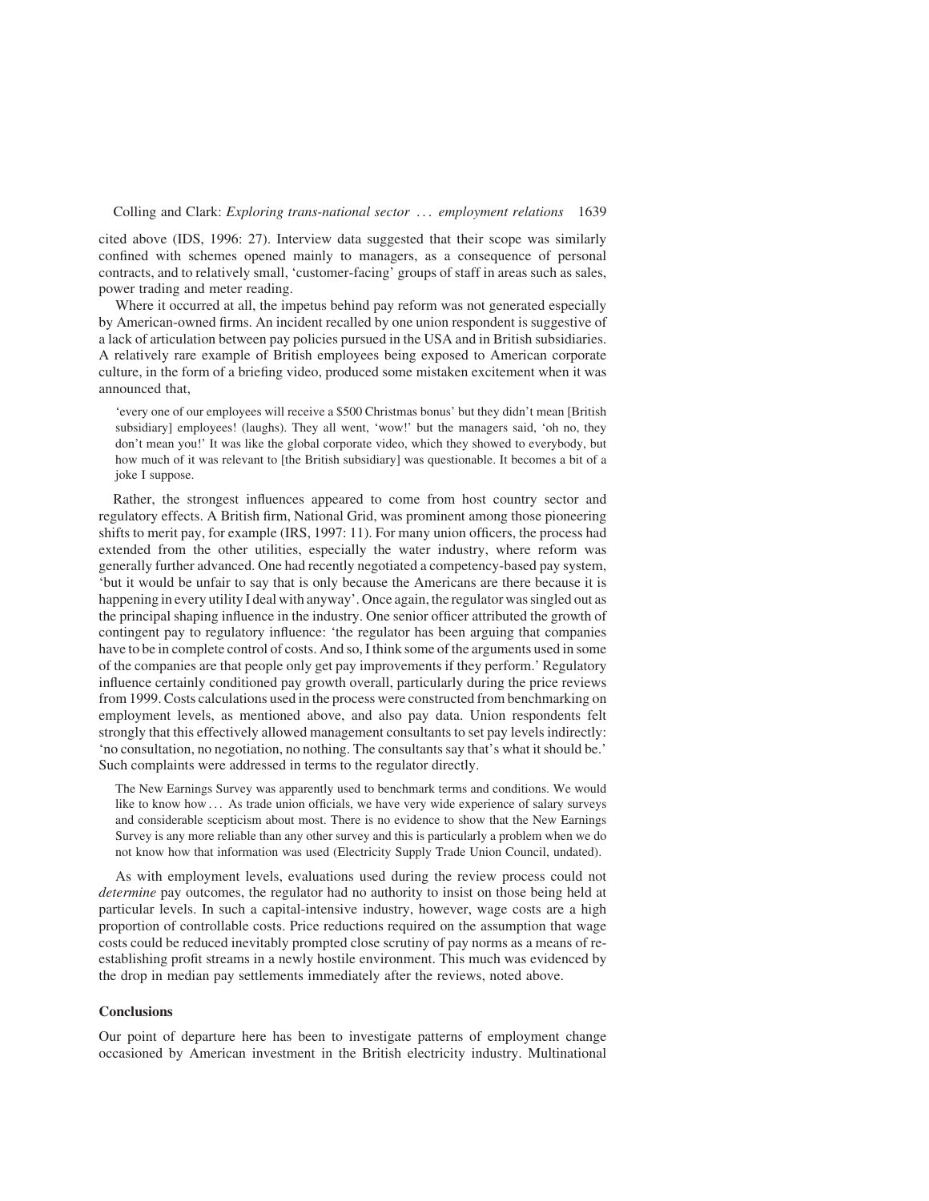cited above (IDS, 1996: 27). Interview data suggested that their scope was similarly confined with schemes opened mainly to managers, as a consequence of personal contracts, and to relatively small, 'customer-facing' groups of staff in areas such as sales, power trading and meter reading.

Where it occurred at all, the impetus behind pay reform was not generated especially by American-owned firms. An incident recalled by one union respondent is suggestive of a lack of articulation between pay policies pursued in the USA and in British subsidiaries. A relatively rare example of British employees being exposed to American corporate culture, in the form of a briefing video, produced some mistaken excitement when it was announced that,

> 'every one of our employees will receive a $500 Christmas bonus' but they didn't mean [British subsidiary] employees! (laughs). They all went, 'wow!' but the managers said, 'oh no, they don't mean you!' It was like the global corporate video, which they showed to everybody, but how much of it was relevant to [the British subsidiary] was questionable. It becomes a bit of a joke I suppose.

Rather, the strongest influences appeared to come from host country sector and regulatory effects. A British firm, National Grid, was prominent among those pioneering shifts to merit pay, for example (IRS, 1997: 11). For many union officers, the process had extended from the other utilities, especially the water industry, where reform was generally further advanced. One had recently negotiated a competency-based pay system, 'but it would be unfair to say that is only because the Americans are there because it is happening in every utility I deal with anyway'. Once again, the regulator was singled out as the principal shaping influence in the industry. One senior officer attributed the growth of contingent pay to regulatory influence: 'the regulator has been arguing that companies have to be in complete control of costs. And so, I think some of the arguments used in some of the companies are that people only get pay improvements if they perform.' Regulatory influence certainly conditioned pay growth overall, particularly during the price reviews from 1999. Costs calculations used in the process were constructed from benchmarking on employment levels, as mentioned above, and also pay data. Union respondents felt strongly that this effectively allowed management consultants to set pay levels indirectly: 'no consultation, no negotiation, no nothing. The consultants say that's what it should be.' Such complaints were addressed in terms to the regulator directly.

> The New Earnings Survey was apparently used to benchmark terms and conditions. We would like to know how ... As trade union officials, we have very wide experience of salary surveys and considerable scepticism about most. There is no evidence to show that the New Earnings Survey is any more reliable than any other survey and this is particularly a problem when we do not know how that information was used (Electricity Supply Trade Union Council, undated).

As with employment levels, evaluations used during the review process could not *determine* pay outcomes, the regulator had no authority to insist on those being held at particular levels. In such a capital-intensive industry, however, wage costs are a high proportion of controllable costs. Price reductions required on the assumption that wage costs could be reduced inevitably prompted close scrutiny of pay norms as a means of re-establishing profit streams in a newly hostile environment. This much was evidenced by the drop in median pay settlements immediately after the reviews, noted above.

## Conclusions

Our point of departure here has been to investigate patterns of employment change occasioned by American investment in the British electricity industry. Multinational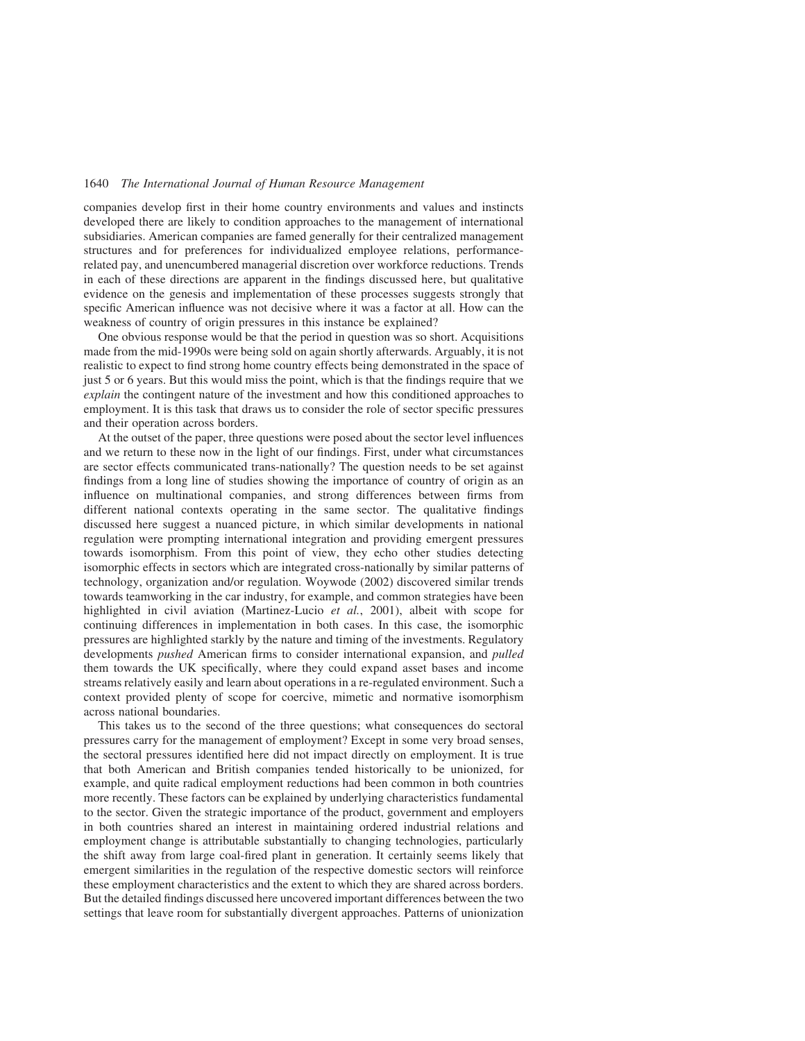companies develop first in their home country environments and values and instincts developed there are likely to condition approaches to the management of international subsidiaries. American companies are famed generally for their centralized management structures and for preferences for individualized employee relations, performance-related pay, and unencumbered managerial discretion over workforce reductions. Trends in each of these directions are apparent in the findings discussed here, but qualitative evidence on the genesis and implementation of these processes suggests strongly that specific American influence was not decisive where it was a factor at all. How can the weakness of country of origin pressures in this instance be explained?

One obvious response would be that the period in question was so short. Acquisitions made from the mid-1990s were being sold on again shortly afterwards. Arguably, it is not realistic to expect to find strong home country effects being demonstrated in the space of just 5 or 6 years. But this would miss the point, which is that the findings require that we *explain* the contingent nature of the investment and how this conditioned approaches to employment. It is this task that draws us to consider the role of sector specific pressures and their operation across borders.

At the outset of the paper, three questions were posed about the sector level influences and we return to these now in the light of our findings. First, under what circumstances are sector effects communicated trans-nationally? The question needs to be set against findings from a long line of studies showing the importance of country of origin as an influence on multinational companies, and strong differences between firms from different national contexts operating in the same sector. The qualitative findings discussed here suggest a nuanced picture, in which similar developments in national regulation were prompting international integration and providing emergent pressures towards isomorphism. From this point of view, they echo other studies detecting isomorphic effects in sectors which are integrated cross-nationally by similar patterns of technology, organization and/or regulation. Woywode (2002) discovered similar trends towards teamworking in the car industry, for example, and common strategies have been highlighted in civil aviation (Martinez-Lucio *et al.*, 2001), albeit with scope for continuing differences in implementation in both cases. In this case, the isomorphic pressures are highlighted starkly by the nature and timing of the investments. Regulatory developments *pushed* American firms to consider international expansion, and *pulled* them towards the UK specifically, where they could expand asset bases and income streams relatively easily and learn about operations in a re-regulated environment. Such a context provided plenty of scope for coercive, mimetic and normative isomorphism across national boundaries.

This takes us to the second of the three questions; what consequences do sectoral pressures carry for the management of employment? Except in some very broad senses, the sectoral pressures identified here did not impact directly on employment. It is true that both American and British companies tended historically to be unionized, for example, and quite radical employment reductions had been common in both countries more recently. These factors can be explained by underlying characteristics fundamental to the sector. Given the strategic importance of the product, government and employers in both countries shared an interest in maintaining ordered industrial relations and employment change is attributable substantially to changing technologies, particularly the shift away from large coal-fired plant in generation. It certainly seems likely that emergent similarities in the regulation of the respective domestic sectors will reinforce these employment characteristics and the extent to which they are shared across borders. But the detailed findings discussed here uncovered important differences between the two settings that leave room for substantially divergent approaches. Patterns of unionization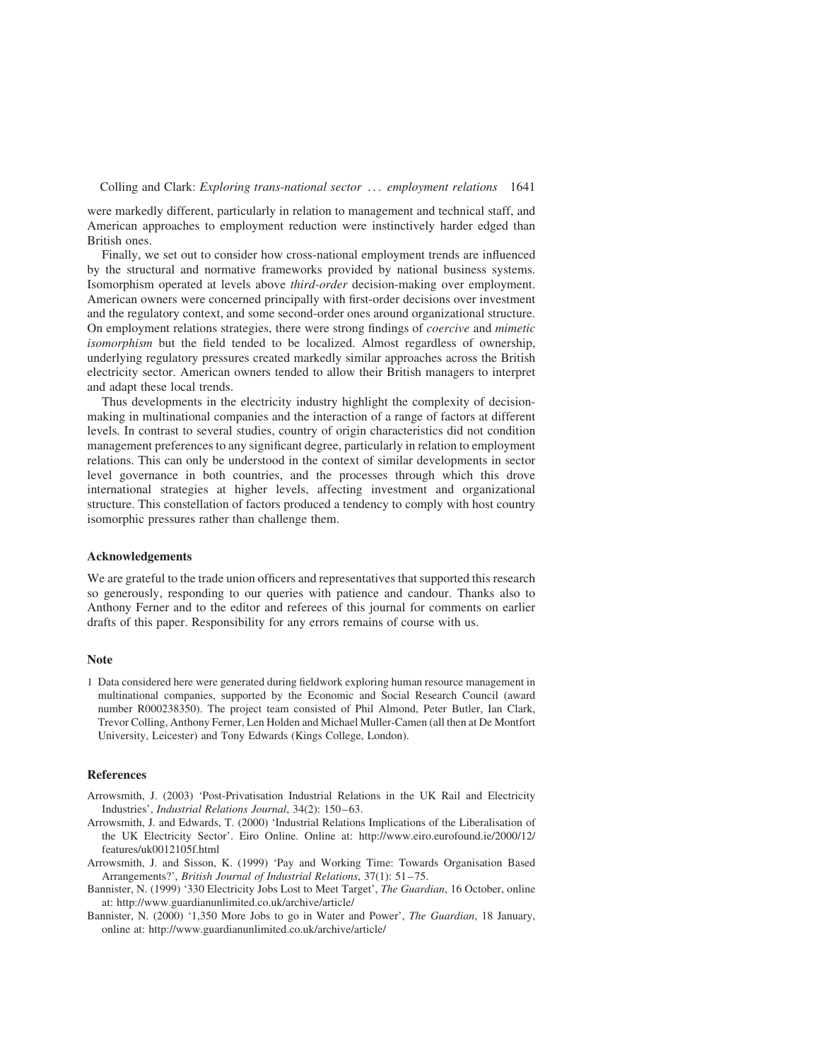were markedly different, particularly in relation to management and technical staff, and American approaches to employment reduction were instinctively harder edged than British ones.

Finally, we set out to consider how cross-national employment trends are influenced by the structural and normative frameworks provided by national business systems. Isomorphism operated at levels above *third-order* decision-making over employment. American owners were concerned principally with first-order decisions over investment and the regulatory context, and some second-order ones around organizational structure. On employment relations strategies, there were strong findings of *coercive* and *mimetic isomorphism* but the field tended to be localized. Almost regardless of ownership, underlying regulatory pressures created markedly similar approaches across the British electricity sector. American owners tended to allow their British managers to interpret and adapt these local trends.

Thus developments in the electricity industry highlight the complexity of decision-making in multinational companies and the interaction of a range of factors at different levels. In contrast to several studies, country of origin characteristics did not condition management preferences to any significant degree, particularly in relation to employment relations. This can only be understood in the context of similar developments in sector level governance in both countries, and the processes through which this drove international strategies at higher levels, affecting investment and organizational structure. This constellation of factors produced a tendency to comply with host country isomorphic pressures rather than challenge them.

## Acknowledgements

We are grateful to the trade union officers and representatives that supported this research so generously, responding to our queries with patience and candour. Thanks also to Anthony Ferner and to the editor and referees of this journal for comments on earlier drafts of this paper. Responsibility for any errors remains of course with us.

## Note

1 Data considered here were generated during fieldwork exploring human resource management in multinational companies, supported by the Economic and Social Research Council (award number R000238350). The project team consisted of Phil Almond, Peter Butler, Ian Clark, Trevor Colling, Anthony Ferner, Len Holden and Michael Muller-Camen (all then at De Montfort University, Leicester) and Tony Edwards (Kings College, London).

## References

Arrowsmith, J. (2003) 'Post-Privatisation Industrial Relations in the UK Rail and Electricity Industries', *Industrial Relations Journal*, 34(2): 150–63.

Arrowsmith, J. and Edwards, T. (2000) 'Industrial Relations Implications of the Liberalisation of the UK Electricity Sector'. Eiro Online. Online at: http://www.eiro.eurofound.ie/2000/12/features/uk0012105f.html

Arrowsmith, J. and Sisson, K. (1999) 'Pay and Working Time: Towards Organisation Based Arrangements?', *British Journal of Industrial Relations*, 37(1): 51–75.

Bannister, N. (1999) '330 Electricity Jobs Lost to Meet Target', *The Guardian*, 16 October, online at: http://www.guardianunlimited.co.uk/archive/article/

Bannister, N. (2000) '1,350 More Jobs to go in Water and Power', *The Guardian*, 18 January, online at: http://www.guardianunlimited.co.uk/archive/article/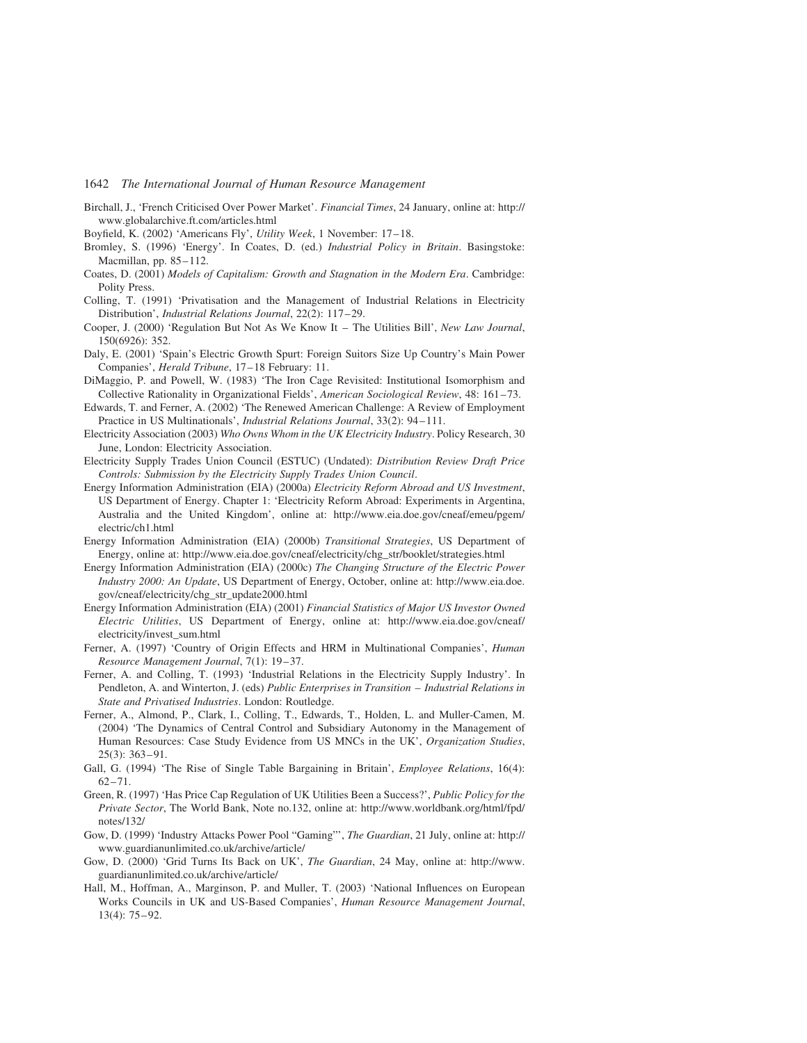Birchall, J., 'French Criticised Over Power Market'. *Financial Times*, 24 January, online at: http://www.globalarchive.ft.com/articles.html

Boyfield, K. (2002) 'Americans Fly', *Utility Week*, 1 November: 17–18.

Bromley, S. (1996) 'Energy'. In Coates, D. (ed.) *Industrial Policy in Britain*. Basingstoke: Macmillan, pp. 85–112.

Coates, D. (2001) *Models of Capitalism: Growth and Stagnation in the Modern Era*. Cambridge: Polity Press.

Colling, T. (1991) 'Privatisation and the Management of Industrial Relations in Electricity Distribution', *Industrial Relations Journal*, 22(2): 117–29.

Cooper, J. (2000) 'Regulation But Not As We Know It – The Utilities Bill', *New Law Journal*, 150(6926): 352.

Daly, E. (2001) 'Spain's Electric Growth Spurt: Foreign Suitors Size Up Country's Main Power Companies', *Herald Tribune*, 17–18 February: 11.

DiMaggio, P. and Powell, W. (1983) 'The Iron Cage Revisited: Institutional Isomorphism and Collective Rationality in Organizational Fields', *American Sociological Review*, 48: 161–73.

Edwards, T. and Ferner, A. (2002) 'The Renewed American Challenge: A Review of Employment Practice in US Multinationals', *Industrial Relations Journal*, 33(2): 94–111.

Electricity Association (2003) *Who Owns Whom in the UK Electricity Industry*. Policy Research, 30 June, London: Electricity Association.

Electricity Supply Trades Union Council (ESTUC) (Undated): *Distribution Review Draft Price Controls: Submission by the Electricity Supply Trades Union Council*.

Energy Information Administration (EIA) (2000a) *Electricity Reform Abroad and US Investment*, US Department of Energy. Chapter 1: 'Electricity Reform Abroad: Experiments in Argentina, Australia and the United Kingdom', online at: http://www.eia.doe.gov/cneaf/emeu/pgem/electric/ch1.html

Energy Information Administration (EIA) (2000b) *Transitional Strategies*, US Department of Energy, online at: http://www.eia.doe.gov/cneaf/electricity/chg_str/booklet/strategies.html

Energy Information Administration (EIA) (2000c) *The Changing Structure of the Electric Power Industry 2000: An Update*, US Department of Energy, October, online at: http://www.eia.doe.gov/cneaf/electricity/chg_str_update2000.html

Energy Information Administration (EIA) (2001) *Financial Statistics of Major US Investor Owned Electric Utilities*, US Department of Energy, online at: http://www.eia.doe.gov/cneaf/electricity/invest_sum.html

Ferner, A. (1997) 'Country of Origin Effects and HRM in Multinational Companies', *Human Resource Management Journal*, 7(1): 19–37.

Ferner, A. and Colling, T. (1993) 'Industrial Relations in the Electricity Supply Industry'. In Pendleton, A. and Winterton, J. (eds) *Public Enterprises in Transition – Industrial Relations in State and Privatised Industries*. London: Routledge.

Ferner, A., Almond, P., Clark, I., Colling, T., Edwards, T., Holden, L. and Muller-Camen, M. (2004) 'The Dynamics of Central Control and Subsidiary Autonomy in the Management of Human Resources: Case Study Evidence from US MNCs in the UK', *Organization Studies*, 25(3): 363–91.

Gall, G. (1994) 'The Rise of Single Table Bargaining in Britain', *Employee Relations*, 16(4): 62–71.

Green, R. (1997) 'Has Price Cap Regulation of UK Utilities Been a Success?', *Public Policy for the Private Sector*, The World Bank, Note no.132, online at: http://www.worldbank.org/html/fpd/notes/132/

Gow, D. (1999) 'Industry Attacks Power Pool "Gaming"', *The Guardian*, 21 July, online at: http://www.guardianunlimited.co.uk/archive/article/

Gow, D. (2000) 'Grid Turns Its Back on UK', *The Guardian*, 24 May, online at: http://www.guardianunlimited.co.uk/archive/article/

Hall, M., Hoffman, A., Marginson, P. and Muller, T. (2003) 'National Influences on European Works Councils in UK and US-Based Companies', *Human Resource Management Journal*, 13(4): 75–92.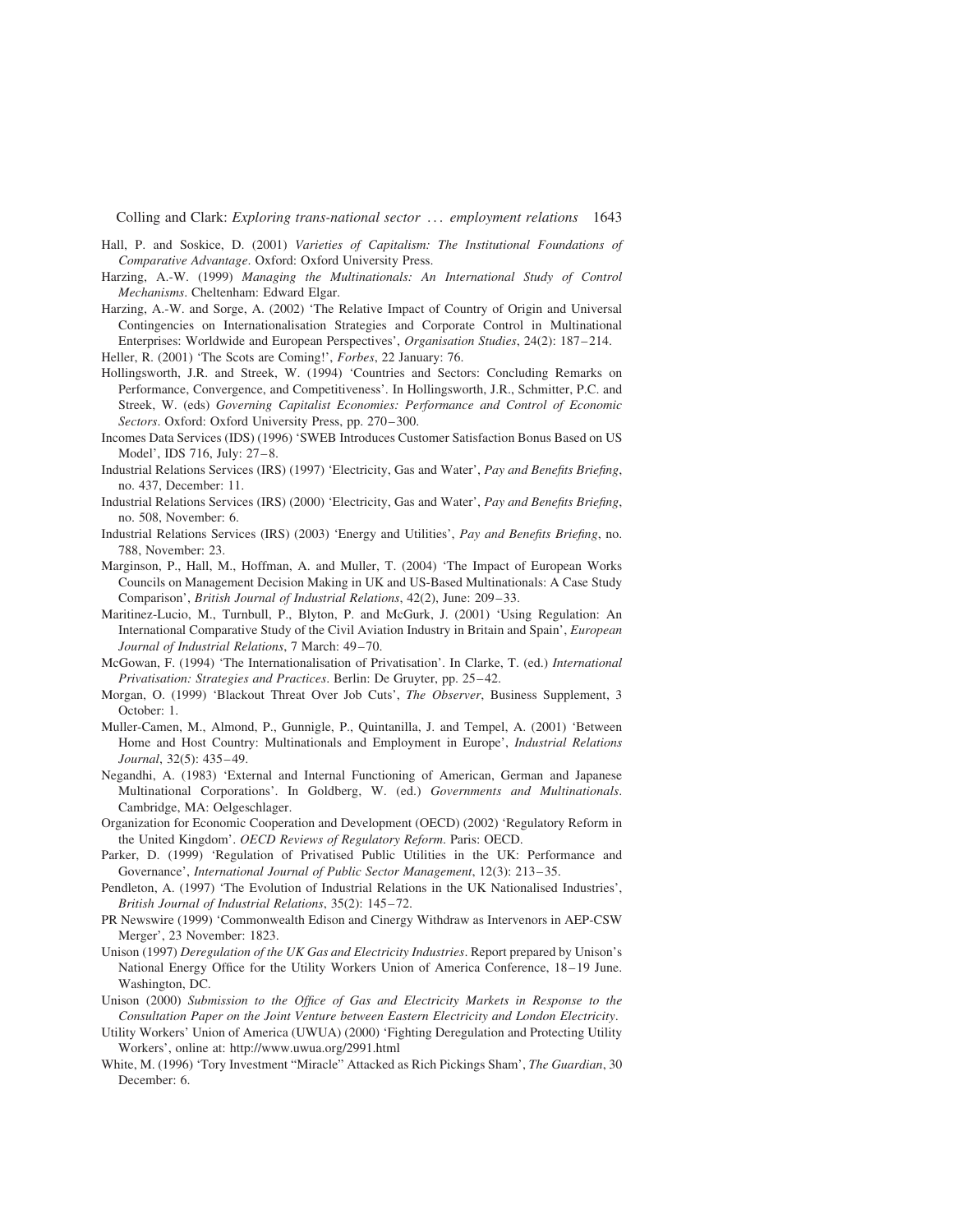Hall, P. and Soskice, D. (2001) *Varieties of Capitalism: The Institutional Foundations of Comparative Advantage*. Oxford: Oxford University Press.

Harzing, A.-W. (1999) *Managing the Multinationals: An International Study of Control Mechanisms*. Cheltenham: Edward Elgar.

Harzing, A.-W. and Sorge, A. (2002) 'The Relative Impact of Country of Origin and Universal Contingencies on Internationalisation Strategies and Corporate Control in Multinational Enterprises: Worldwide and European Perspectives', *Organisation Studies*, 24(2): 187–214.

Heller, R. (2001) 'The Scots are Coming!', *Forbes*, 22 January: 76.

Hollingsworth, J.R. and Streek, W. (1994) 'Countries and Sectors: Concluding Remarks on Performance, Convergence, and Competitiveness'. In Hollingsworth, J.R., Schmitter, P.C. and Streek, W. (eds) *Governing Capitalist Economies: Performance and Control of Economic Sectors*. Oxford: Oxford University Press, pp. 270–300.

Incomes Data Services (IDS) (1996) 'SWEB Introduces Customer Satisfaction Bonus Based on US Model', IDS 716, July: 27–8.

Industrial Relations Services (IRS) (1997) 'Electricity, Gas and Water', *Pay and Benefits Briefing*, no. 437, December: 11.

Industrial Relations Services (IRS) (2000) 'Electricity, Gas and Water', *Pay and Benefits Briefing*, no. 508, November: 6.

Industrial Relations Services (IRS) (2003) 'Energy and Utilities', *Pay and Benefits Briefing*, no. 788, November: 23.

Marginson, P., Hall, M., Hoffman, A. and Muller, T. (2004) 'The Impact of European Works Councils on Management Decision Making in UK and US-Based Multinationals: A Case Study Comparison', *British Journal of Industrial Relations*, 42(2), June: 209–33.

Maritinez-Lucio, M., Turnbull, P., Blyton, P. and McGurk, J. (2001) 'Using Regulation: An International Comparative Study of the Civil Aviation Industry in Britain and Spain', *European Journal of Industrial Relations*, 7 March: 49–70.

McGowan, F. (1994) 'The Internationalisation of Privatisation'. In Clarke, T. (ed.) *International Privatisation: Strategies and Practices*. Berlin: De Gruyter, pp. 25–42.

Morgan, O. (1999) 'Blackout Threat Over Job Cuts', *The Observer*, Business Supplement, 3 October: 1.

Muller-Camen, M., Almond, P., Gunnigle, P., Quintanilla, J. and Tempel, A. (2001) 'Between Home and Host Country: Multinationals and Employment in Europe', *Industrial Relations Journal*, 32(5): 435–49.

Negandhi, A. (1983) 'External and Internal Functioning of American, German and Japanese Multinational Corporations'. In Goldberg, W. (ed.) *Governments and Multinationals*. Cambridge, MA: Oelgeschlager.

Organization for Economic Cooperation and Development (OECD) (2002) 'Regulatory Reform in the United Kingdom'. *OECD Reviews of Regulatory Reform*. Paris: OECD.

Parker, D. (1999) 'Regulation of Privatised Public Utilities in the UK: Performance and Governance', *International Journal of Public Sector Management*, 12(3): 213–35.

Pendleton, A. (1997) 'The Evolution of Industrial Relations in the UK Nationalised Industries', *British Journal of Industrial Relations*, 35(2): 145–72.

PR Newswire (1999) 'Commonwealth Edison and Cinergy Withdraw as Intervenors in AEP-CSW Merger', 23 November: 1823.

Unison (1997) *Deregulation of the UK Gas and Electricity Industries*. Report prepared by Unison's National Energy Office for the Utility Workers Union of America Conference, 18–19 June. Washington, DC.

Unison (2000) *Submission to the Office of Gas and Electricity Markets in Response to the Consultation Paper on the Joint Venture between Eastern Electricity and London Electricity*.

Utility Workers' Union of America (UWUA) (2000) 'Fighting Deregulation and Protecting Utility Workers', online at: http://www.uwua.org/2991.html

White, M. (1996) 'Tory Investment "Miracle" Attacked as Rich Pickings Sham', *The Guardian*, 30 December: 6.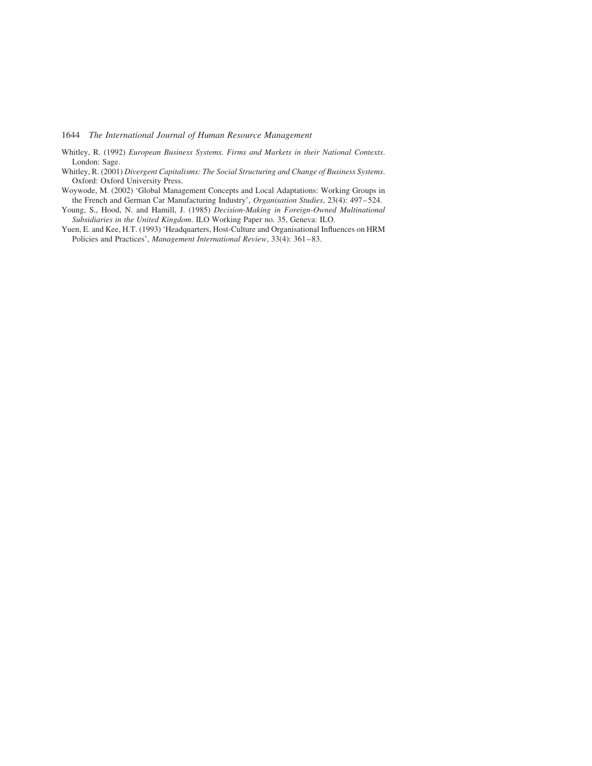Whitley, R. (1992) *European Business Systems. Firms and Markets in their National Contexts*. London: Sage.

Whitley, R. (2001) *Divergent Capitalisms: The Social Structuring and Change of Business Systems*. Oxford: Oxford University Press.

Woywode, M. (2002) 'Global Management Concepts and Local Adaptations: Working Groups in the French and German Car Manufacturing Industry', *Organisation Studies*, 23(4): 497–524.

Young, S., Hood, N. and Hamill, J. (1985) *Decision-Making in Foreign-Owned Multinational Subsidiaries in the United Kingdom*. ILO Working Paper no. 35, Geneva: ILO.

Yuen, E. and Kee, H.T. (1993) 'Headquarters, Host-Culture and Organisational Influences on HRM Policies and Practices', *Management International Review*, 33(4): 361–83.